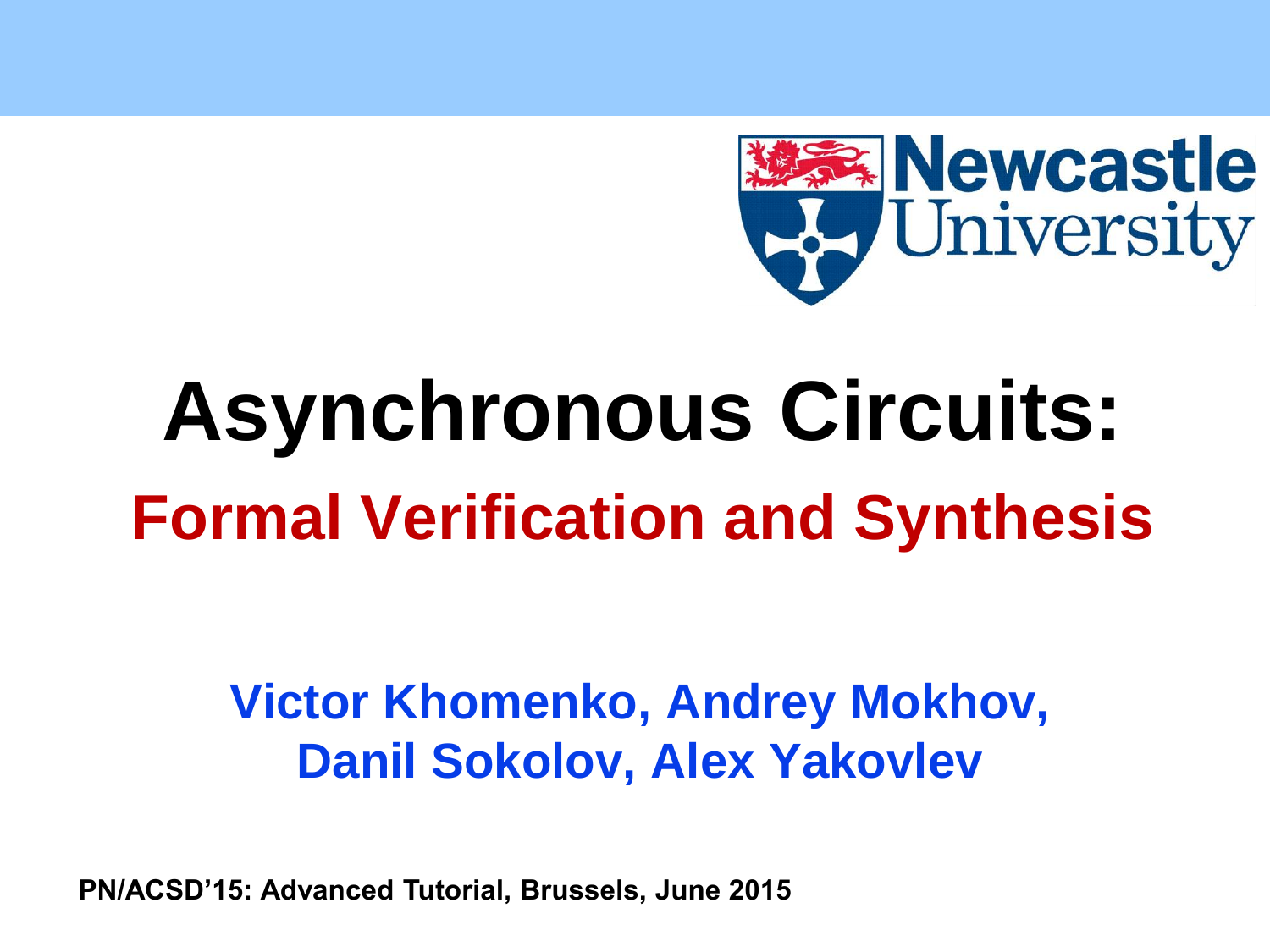Newcastle University

# Asynchronous Circuits:

## Formal Verification and Synthesis

**Victor Khomenko, Andrey Mokhov, Danil Sokolov, Alex Yakovlev**

**PN/ACSD'15: Advanced Tutorial, Brussels, June 2015**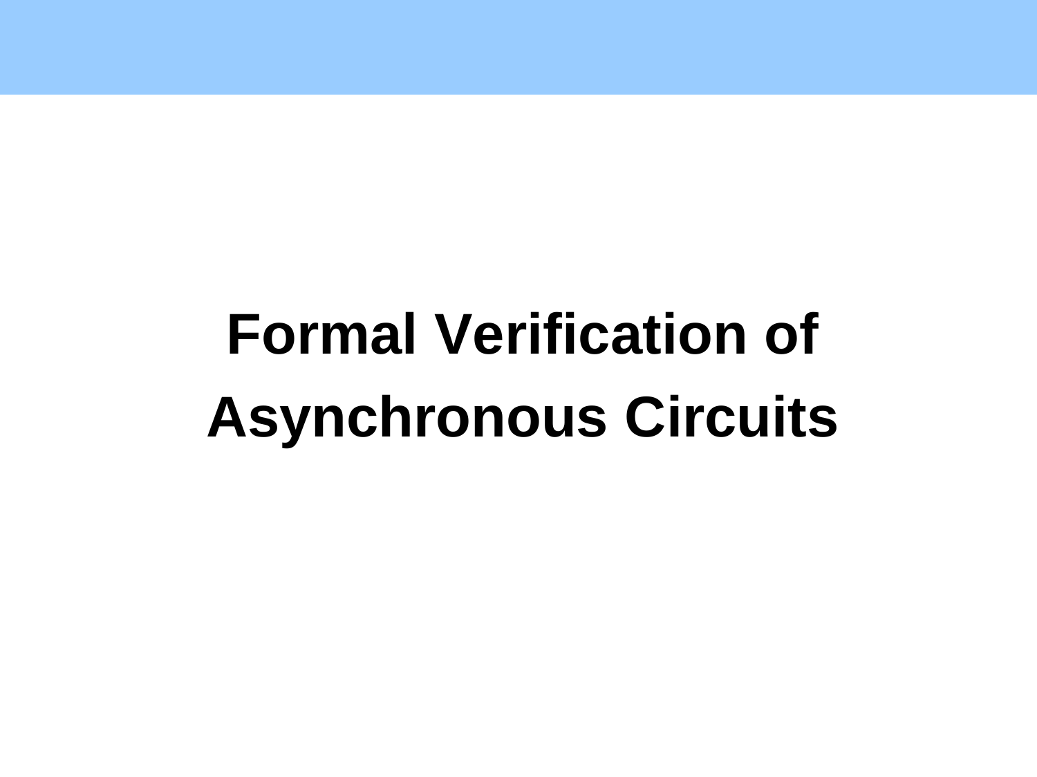# Formal Verification of Asynchronous Circuits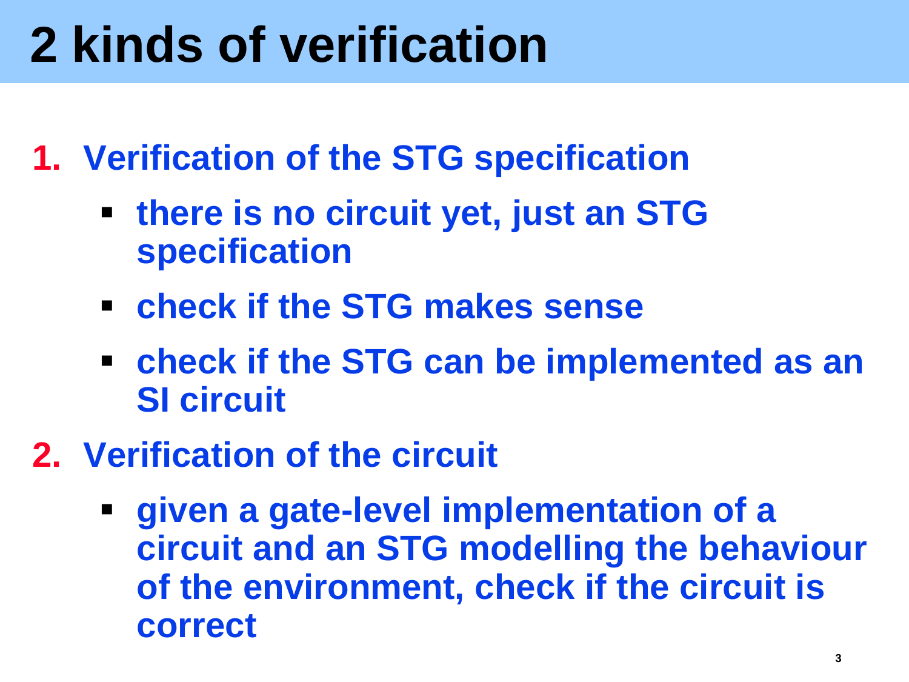# 2 kinds of verification

1. **Verification of the STG specification**
   - **there is no circuit yet, just an STG specification**
   - **check if the STG makes sense**
   - **check if the STG can be implemented as an SI circuit**
2. **Verification of the circuit**
   - **given a gate-level implementation of a circuit and an STG modelling the behaviour of the environment, check if the circuit is correct**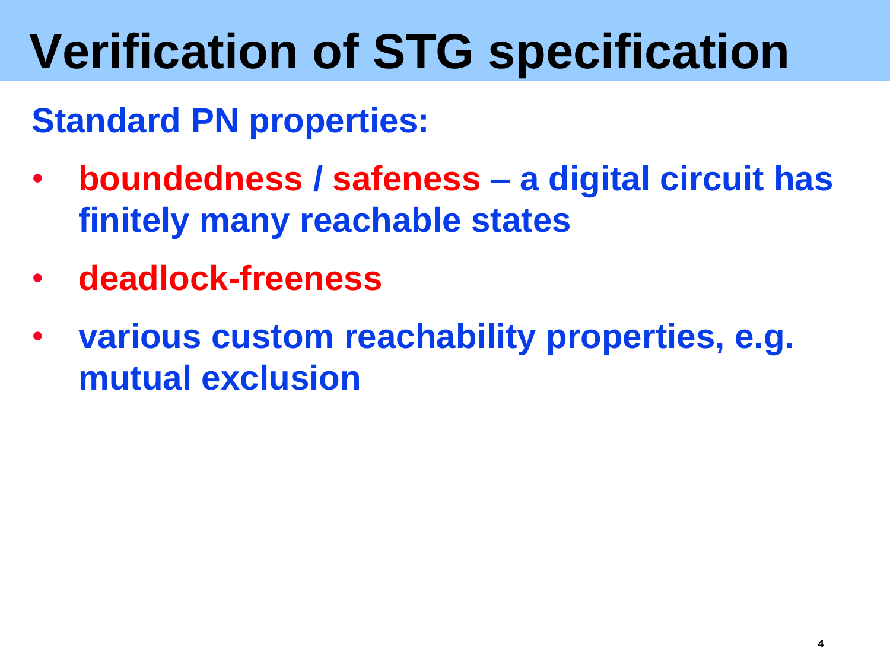# Verification of STG specification

**Standard PN properties:**

- **boundedness / safeness – a digital circuit has finitely many reachable states**
- **deadlock-freeness**
- **various custom reachability properties, e.g. mutual exclusion**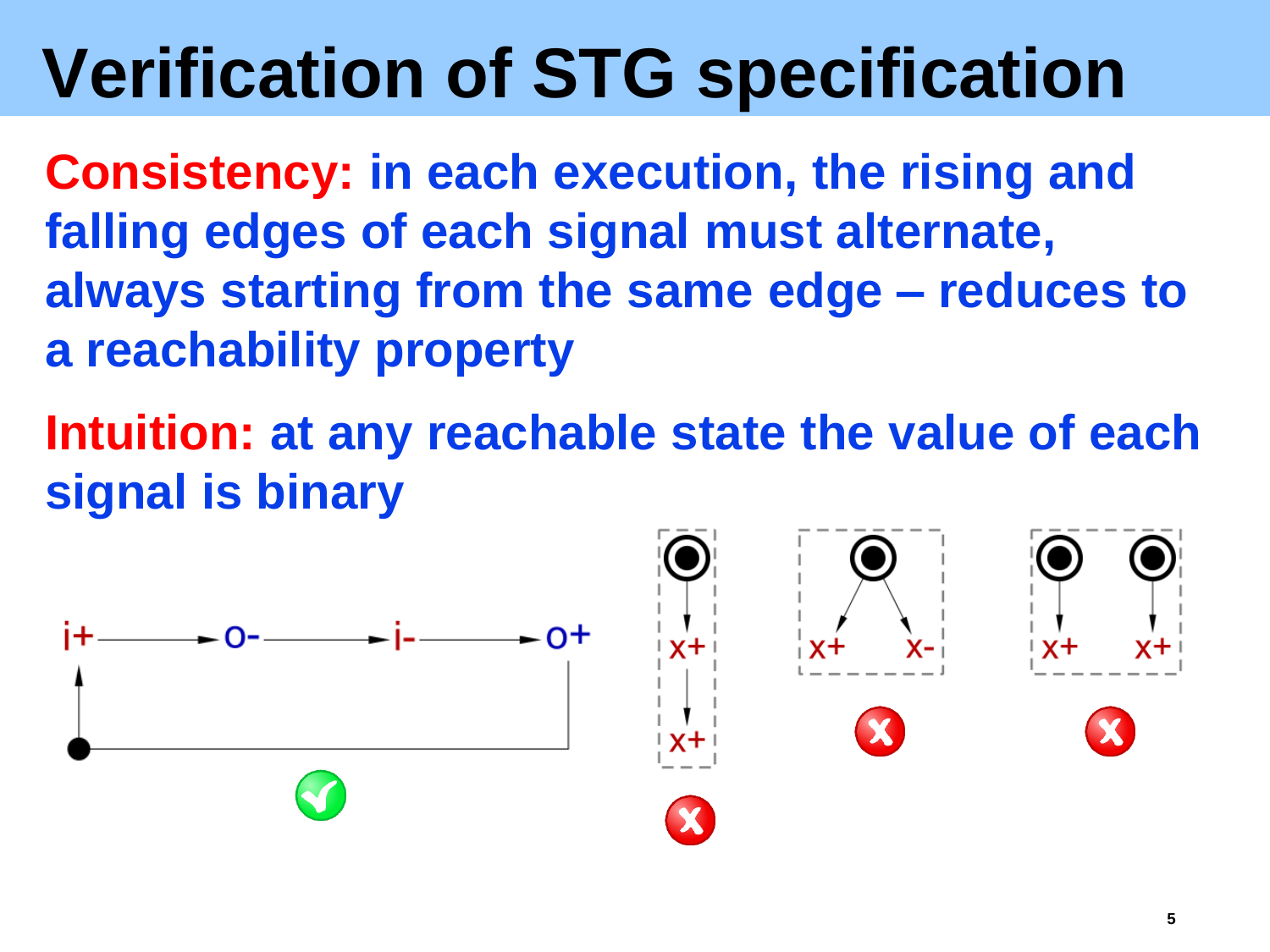# Verification of STG specification

**Consistency:** in each execution, the rising and falling edges of each signal must alternate, always starting from the same edge – reduces to a reachability property

**Intuition:** at any reachable state the value of each signal is binary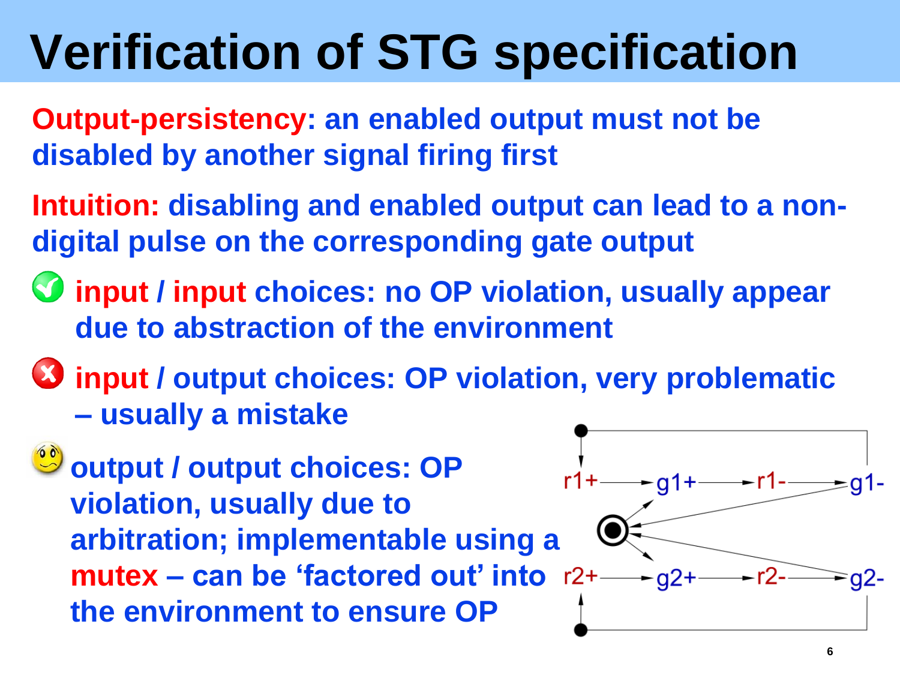# Verification of STG specification

**Output-persistency: an enabled output must not be disabled by another signal firing first**

**Intuition: disabling and enabled output can lead to a non-digital pulse on the corresponding gate output**

- **input / input choices: no OP violation, usually appear due to abstraction of the environment**
- **input / output choices: OP violation, very problematic – usually a mistake**
- **output / output choices: OP violation, usually due to arbitration; implementable using a mutex – can be 'factored out' into the environment to ensure OP**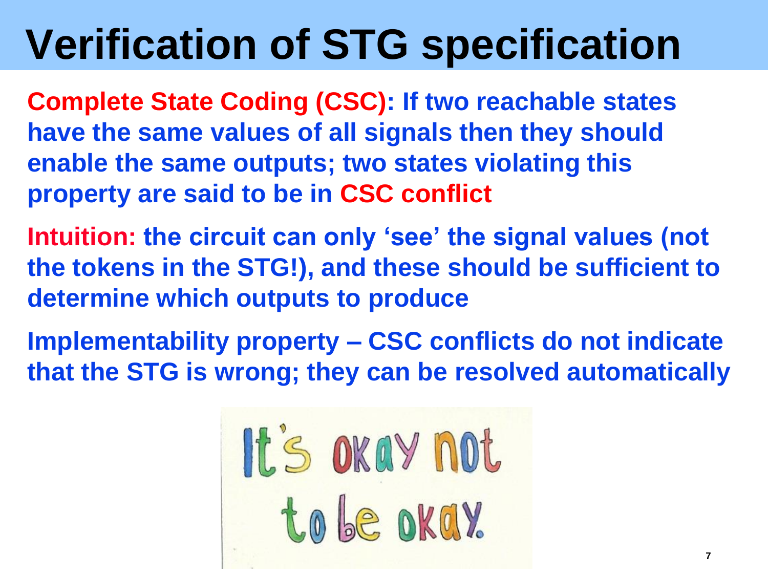# Verification of STG specification

**Complete State Coding (CSC): If two reachable states have the same values of all signals then they should enable the same outputs; two states violating this property are said to be in CSC conflict**

**Intuition: the circuit can only 'see' the signal values (not the tokens in the STG!), and these should be sufficient to determine which outputs to produce**

**Implementability property – CSC conflicts do not indicate that the STG is wrong; they can be resolved automatically**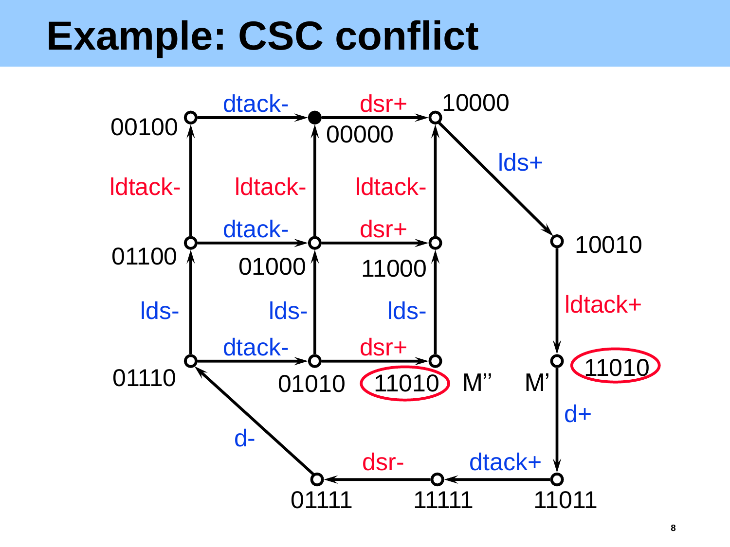# Example: CSC conflict

00100 —dtack-→ 00000 —dsr+→ 10000

10000 —lds+→ 10010 —ldtack+→ 11010 (M') —d+→ 11011 —dtack+→ 11111 —dsr-→ 01111 —d-→ 01110

01110 —dtack-→ 01010 —dsr+→ 11010 (M'')

01100 —dtack-→ 01000 —dsr+→ 11000

01110 —lds-→ 01100 —ldtack-→ 00100

01010 —lds-→ 01000 —ldtack-→ 00000

11010 —lds-→ 11000 —ldtack-→ 10000

CSC conflict: M'' = 11010 and M' = 11010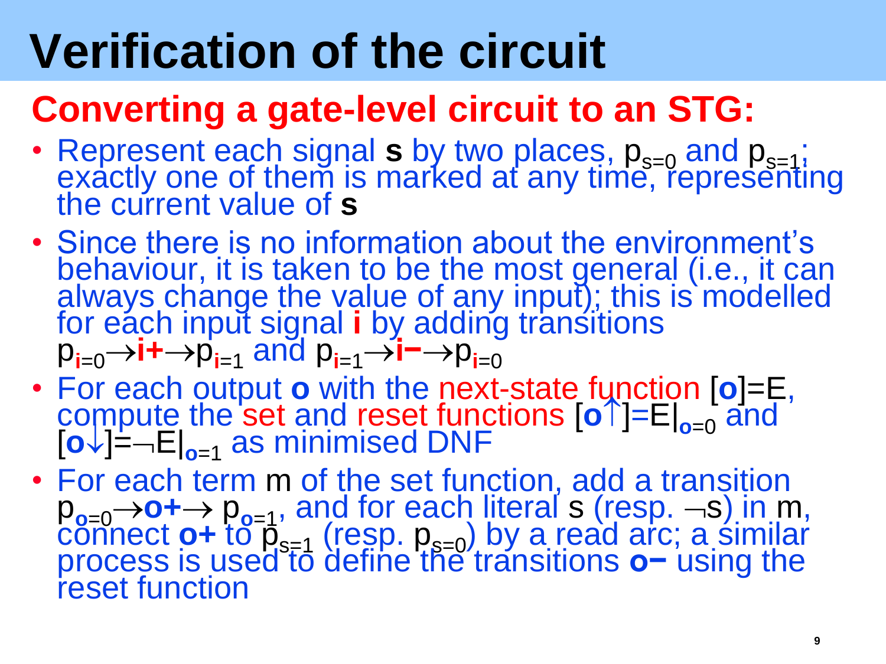# Verification of the circuit

## Converting a gate-level circuit to an STG:

- Represent each signal **s** by two places, $p_{s=0}$ and $p_{s=1}$; exactly one of them is marked at any time, representing the current value of **s**
- Since there is no information about the environment's behaviour, it is taken to be the most general (i.e., it can always change the value of any input); this is modelled for each input signal **i** by adding transitions $p_{i=0} \rightarrow$ **i+** $\rightarrow p_{i=1}$ and $p_{i=1} \rightarrow$ **i−** $\rightarrow p_{i=0}$
- For each output **o** with the next-state function $[o]=E$, compute the set and reset functions $[o\uparrow]=E|_{o=0}$ and $[o\downarrow]=\neg E|_{o=1}$ as minimised DNF
- For each term m of the set function, add a transition $p_{o=0} \rightarrow$ **o+** $\rightarrow p_{o=1}$, and for each literal s (resp. $\neg$s) in m, connect **o+** to $p_{s=1}$ (resp. $p_{s=0}$) by a read arc; a similar process is used to define the transitions **o−** using the reset function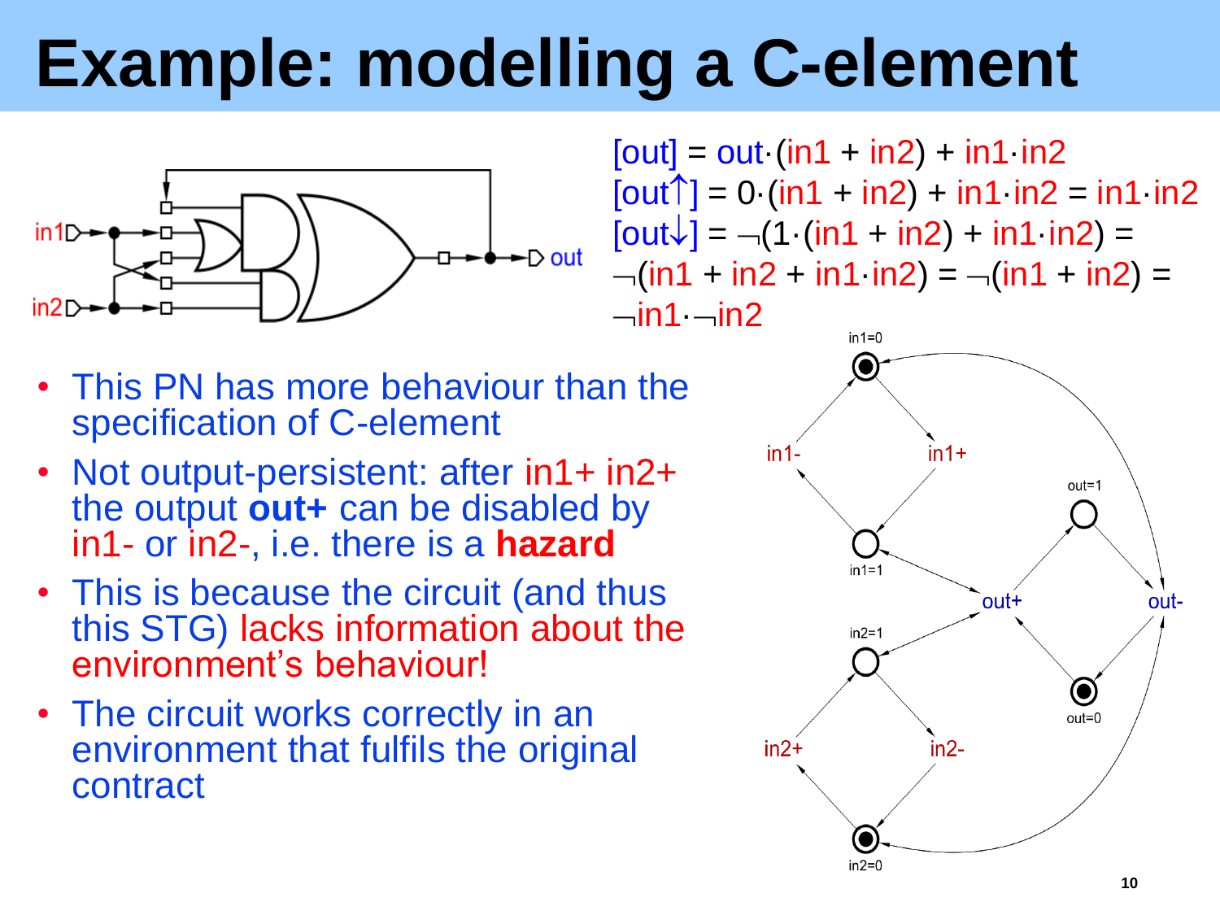# Example: modelling a C-element

$$[out] = out \cdot (in1 + in2) + in1 \cdot in2$$

$$[out\uparrow] = 0 \cdot (in1 + in2) + in1 \cdot in2 = in1 \cdot in2$$

$$[out\downarrow] = \neg(1 \cdot (in1 + in2) + in1 \cdot in2) = \neg(in1 + in2 + in1 \cdot in2) = \neg(in1 + in2) = \neg in1 \cdot \neg in2$$

- This PN has more behaviour than the specification of C-element
- Not output-persistent: after in1+ in2+ the output **out+** can be disabled by in1- or in2-, i.e. there is a **hazard**
- This is because the circuit (and thus this STG) lacks information about the environment's behaviour!
- The circuit works correctly in an environment that fulfils the original contract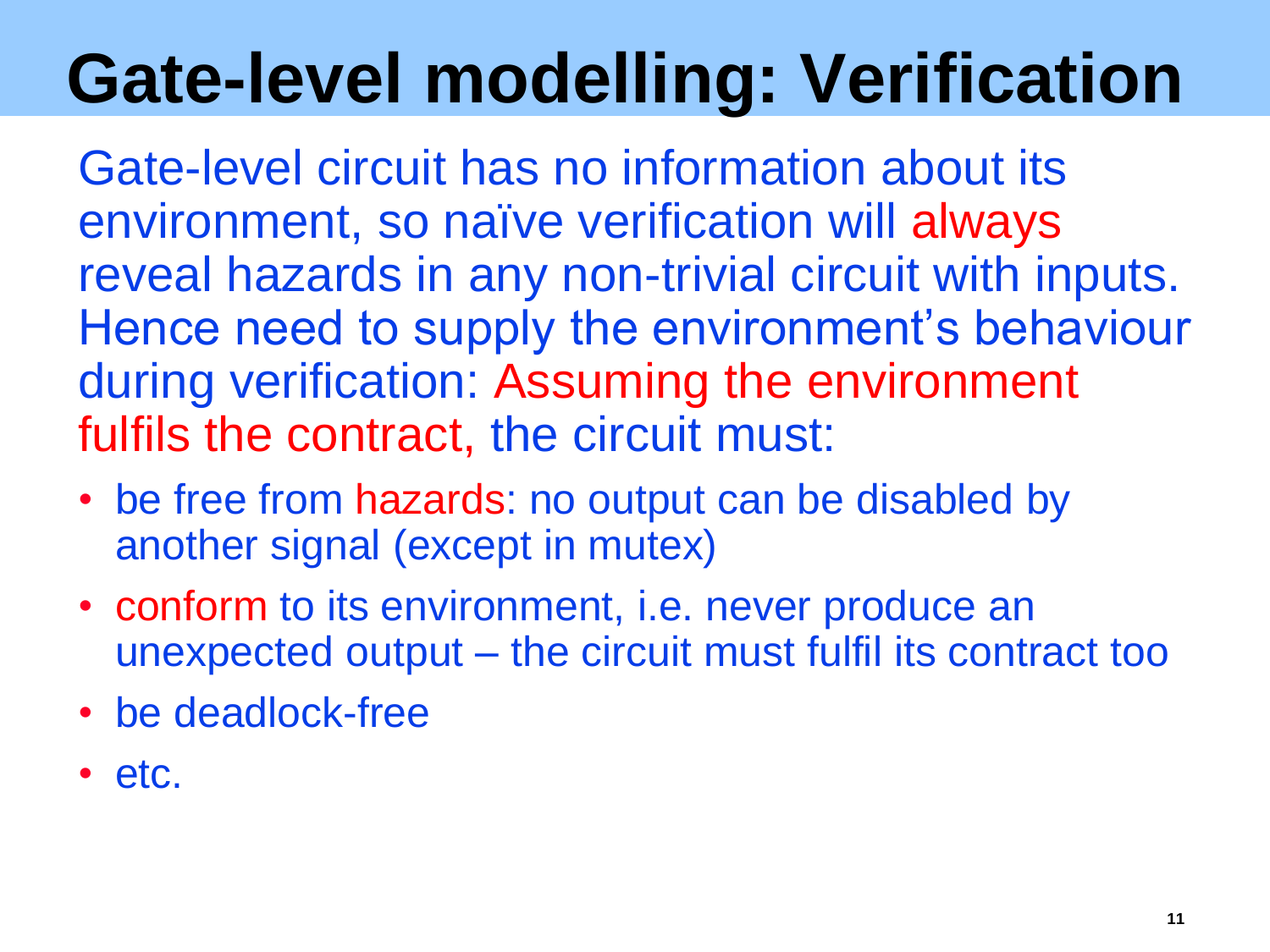# Gate-level modelling: Verification

Gate-level circuit has no information about its environment, so naïve verification will always reveal hazards in any non-trivial circuit with inputs. Hence need to supply the environment's behaviour during verification: Assuming the environment fulfils the contract, the circuit must:

- be free from hazards: no output can be disabled by another signal (except in mutex)
- conform to its environment, i.e. never produce an unexpected output – the circuit must fulfil its contract too
- be deadlock-free
- etc.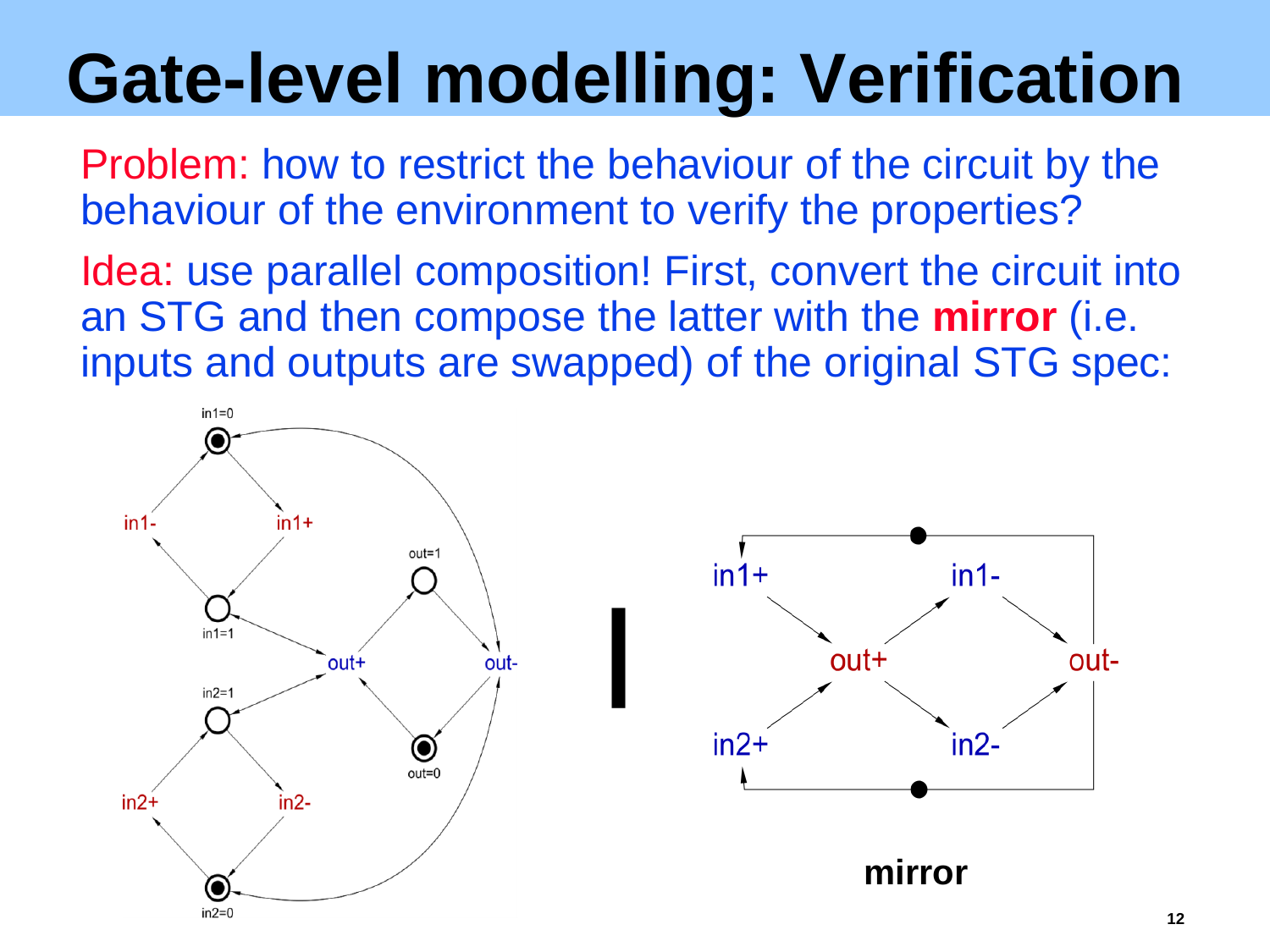# Gate-level modelling: Verification

Problem: how to restrict the behaviour of the circuit by the behaviour of the environment to verify the properties?

Idea: use parallel composition! First, convert the circuit into an STG and then compose the latter with the **mirror** (i.e. inputs and outputs are swapped) of the original STG spec:

**mirror**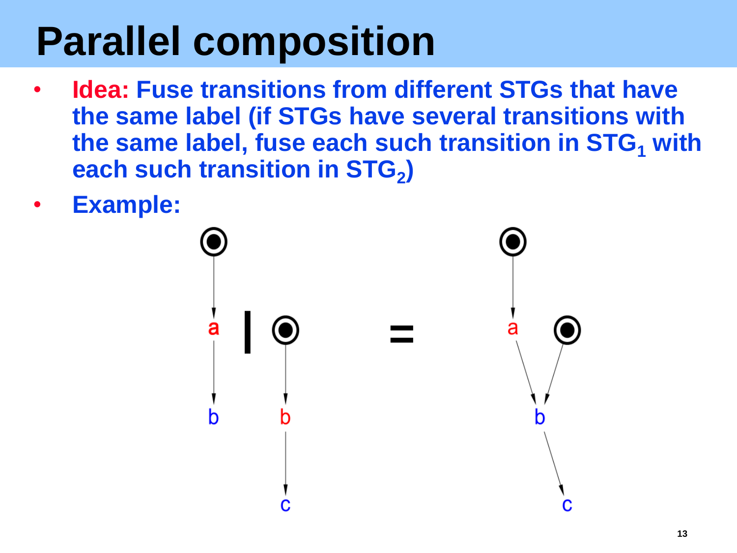# Parallel composition

- **Idea: Fuse transitions from different STGs that have the same label (if STGs have several transitions with the same label, fuse each such transition in $STG_1$ with each such transition in $STG_2$)**
- **Example:**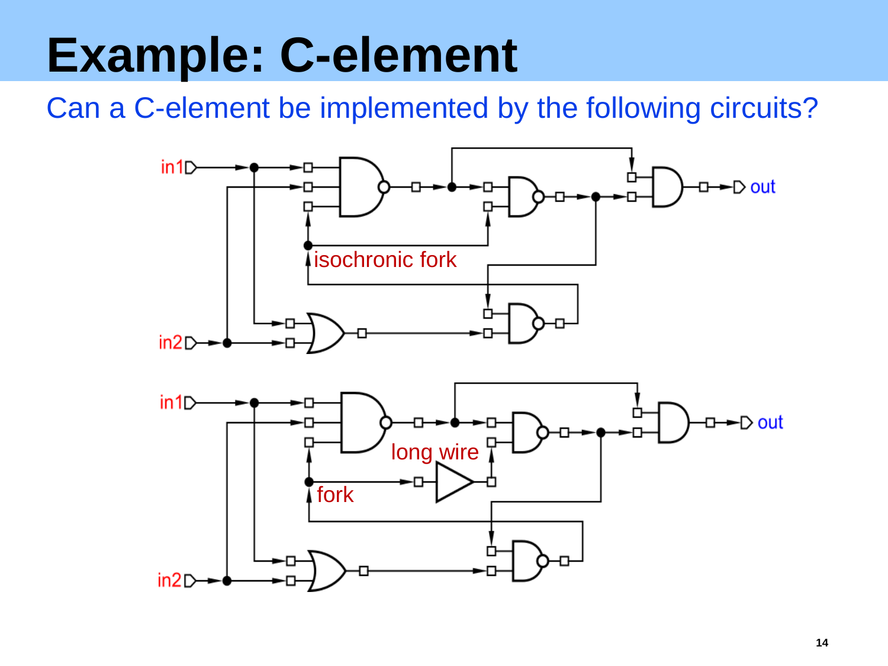# Example: C-element

Can a C-element be implemented by the following circuits?

in1
in2
isochronic fork
out

in1
in2
long wire
fork
out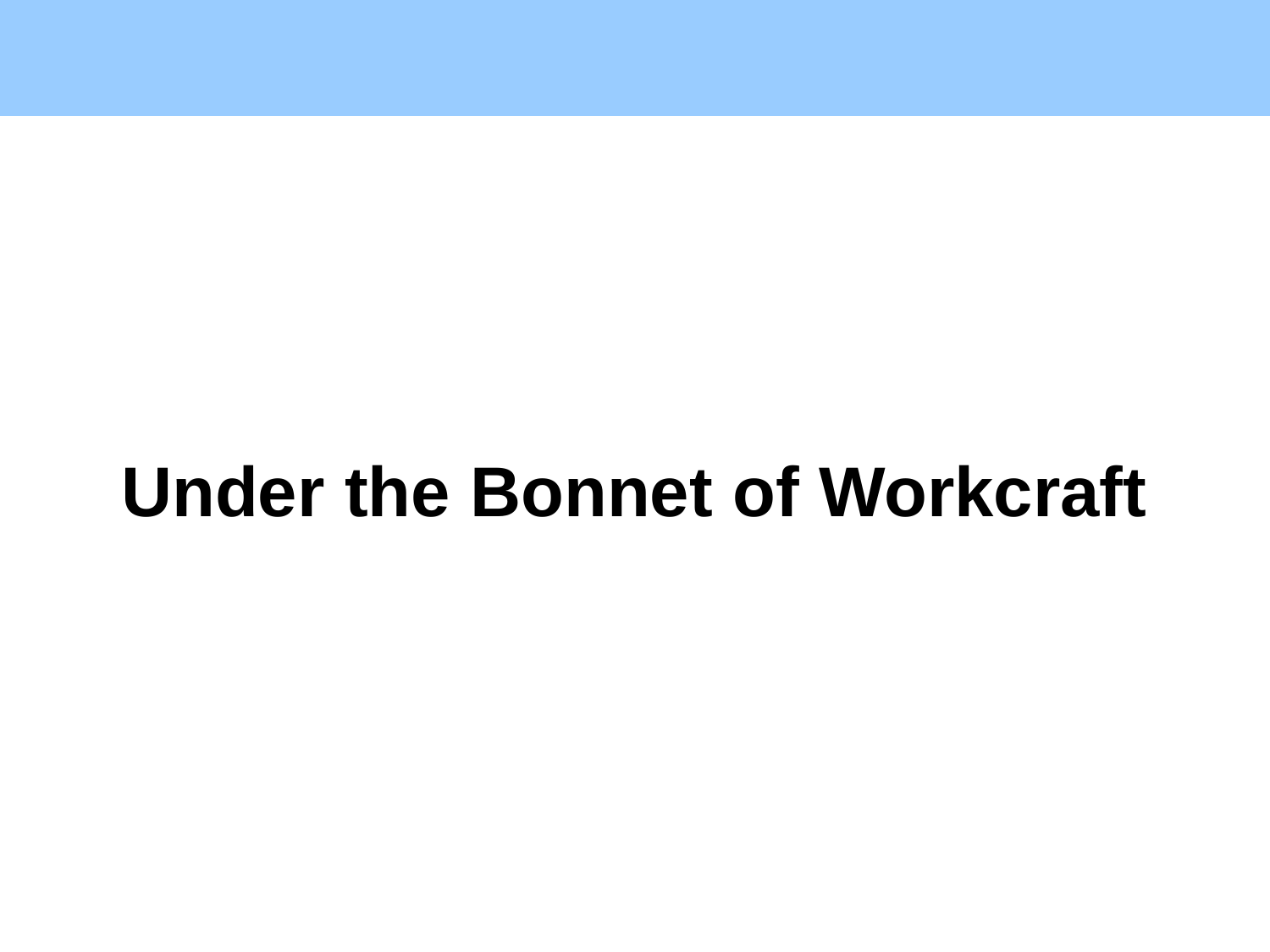# Under the Bonnet of Workcraft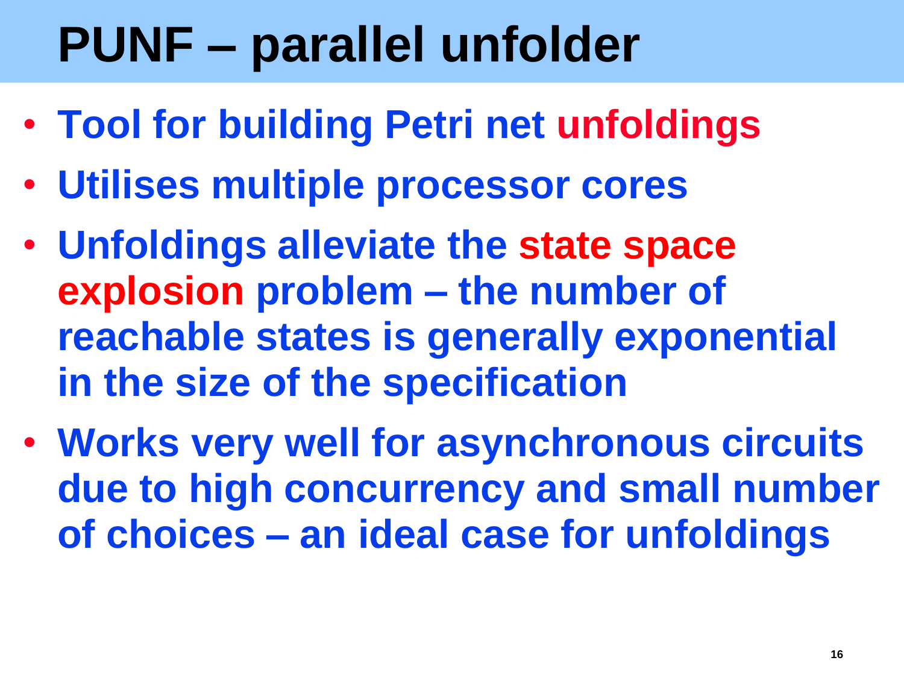# PUNF – parallel unfolder

- **Tool for building Petri net unfoldings**
- **Utilises multiple processor cores**
- **Unfoldings alleviate the state space explosion problem – the number of reachable states is generally exponential in the size of the specification**
- **Works very well for asynchronous circuits due to high concurrency and small number of choices – an ideal case for unfoldings**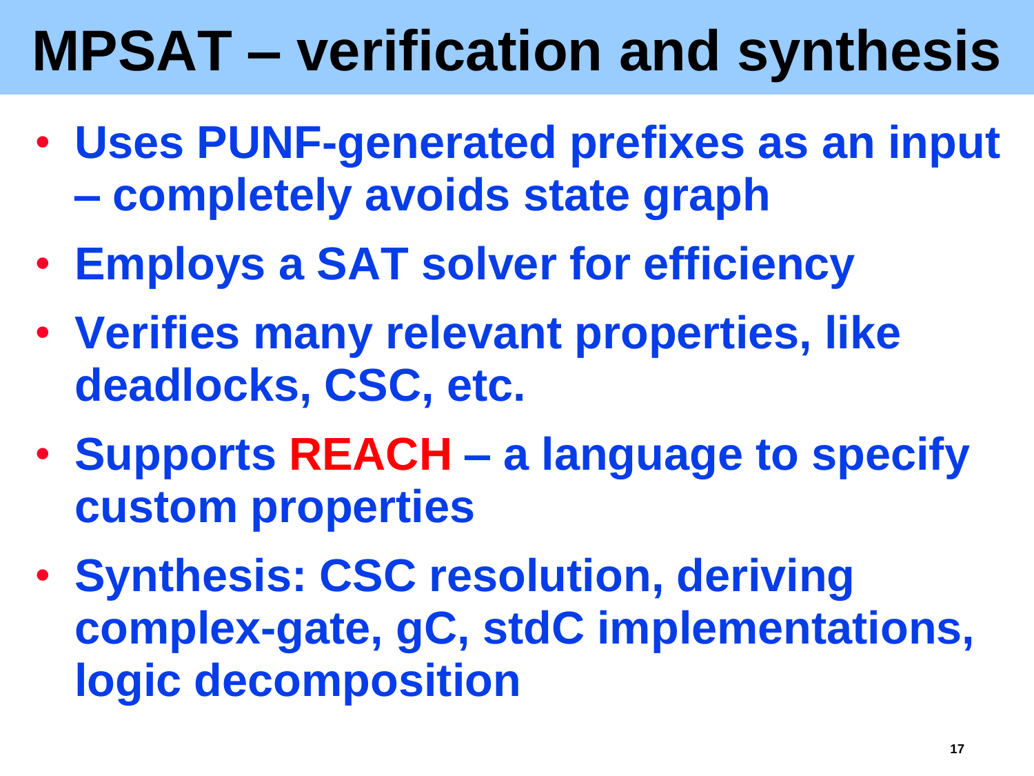# MPSAT – verification and synthesis

- Uses PUNF-generated prefixes as an input – completely avoids state graph
- Employs a SAT solver for efficiency
- Verifies many relevant properties, like deadlocks, CSC, etc.
- Supports REACH – a language to specify custom properties
- Synthesis: CSC resolution, deriving complex-gate, gC, stdC implementations, logic decomposition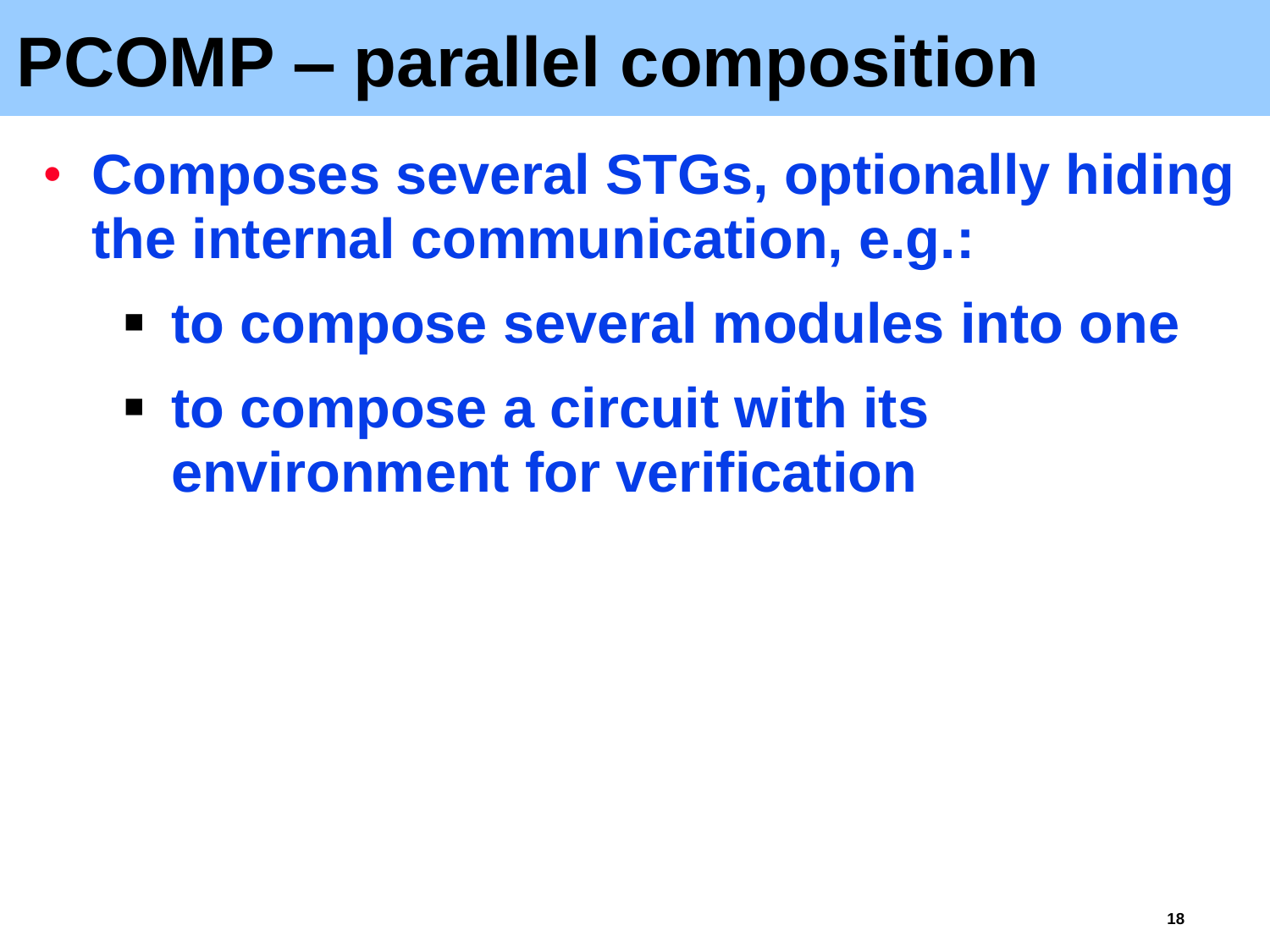# PCOMP – parallel composition

- **Composes several STGs, optionally hiding the internal communication, e.g.:**
  - **to compose several modules into one**
  - **to compose a circuit with its environment for verification**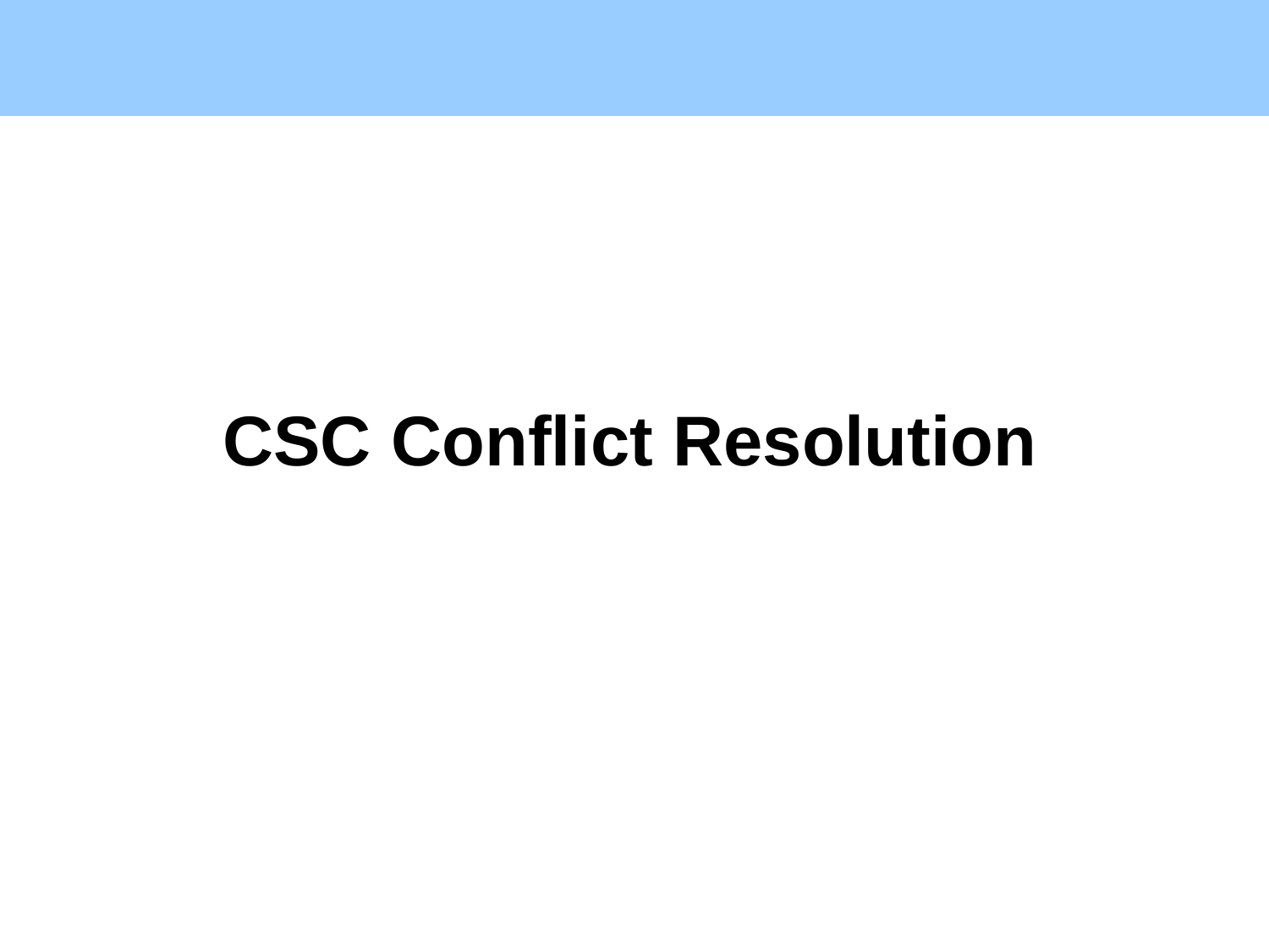# CSC Conflict Resolution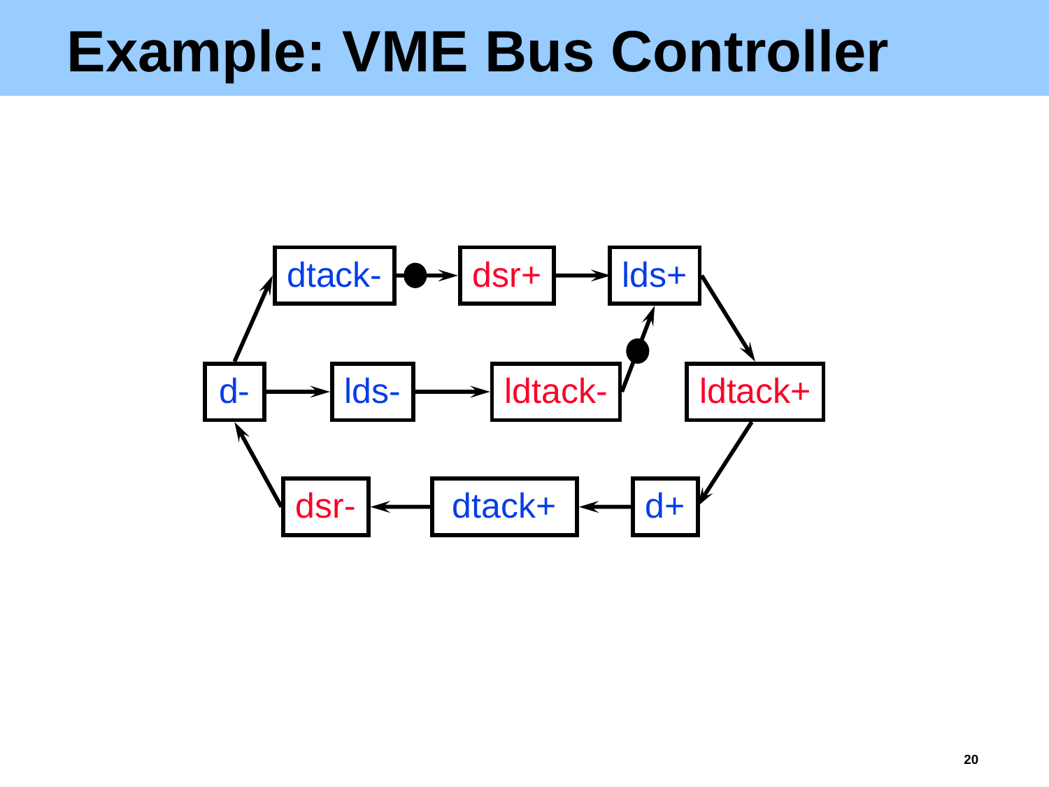# Example: VME Bus Controller

dtack- → dsr+ → lds+ → ldtack+ → d+ → dtack+ → dsr- → d- → dtack-

d- → lds- → ldtack- → lds+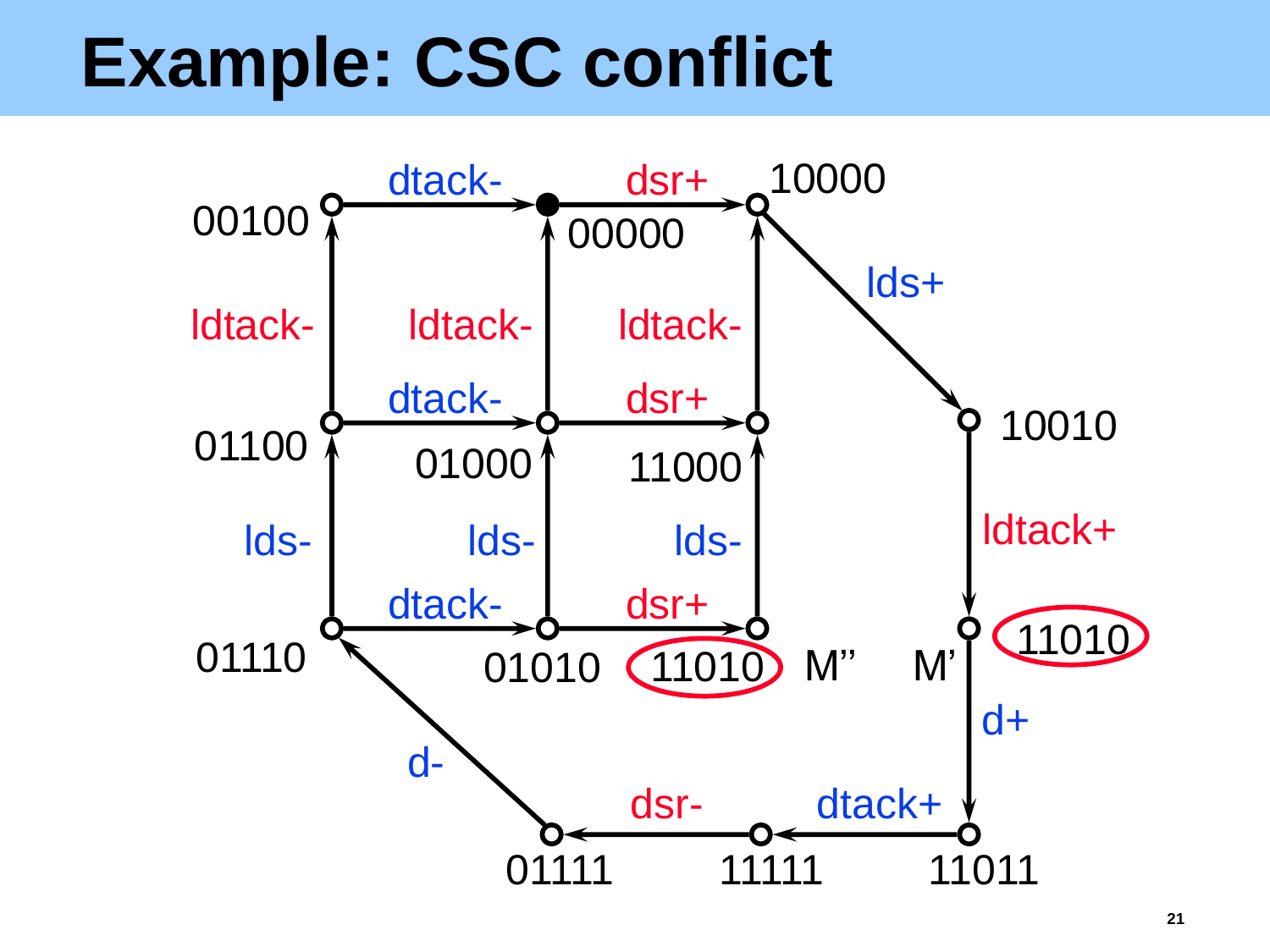# Example: CSC conflict

dtack- dsr+ 10000

00100 00000

lds+

ldtack- ldtack- ldtack-

dtack- dsr+

01100 01000 11000 10010

lds- lds- lds- ldtack+

dtack- dsr+

01110 01010 11010 M'' M' 11010

d-

d+

dsr- dtack+

01111 11111 11011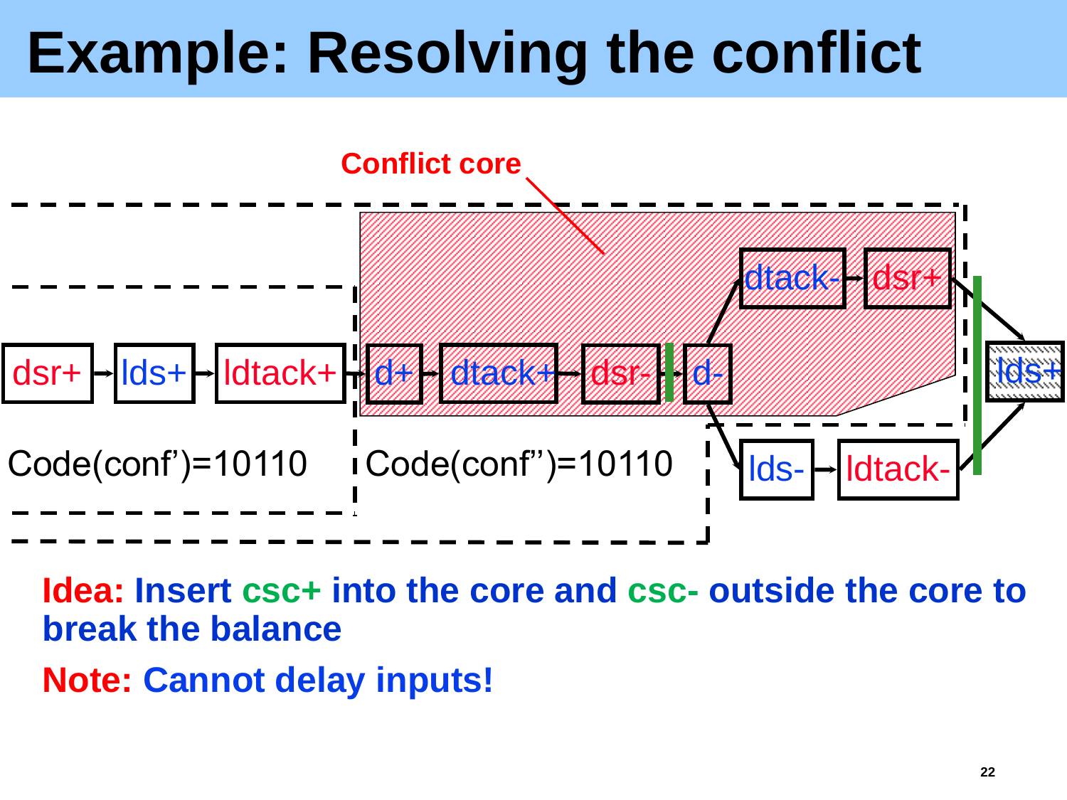# Example: Resolving the conflict

Conflict core

dsr+ → lds+ → ldtack+ → d+ → dtack+ → dsr- → d- → dtack- → dsr+ → lds+

d- → lds- → ldtack- → lds+

Code(conf')=10110

Code(conf'')=10110

**Idea: Insert csc+ into the core and csc- outside the core to break the balance**

**Note: Cannot delay inputs!**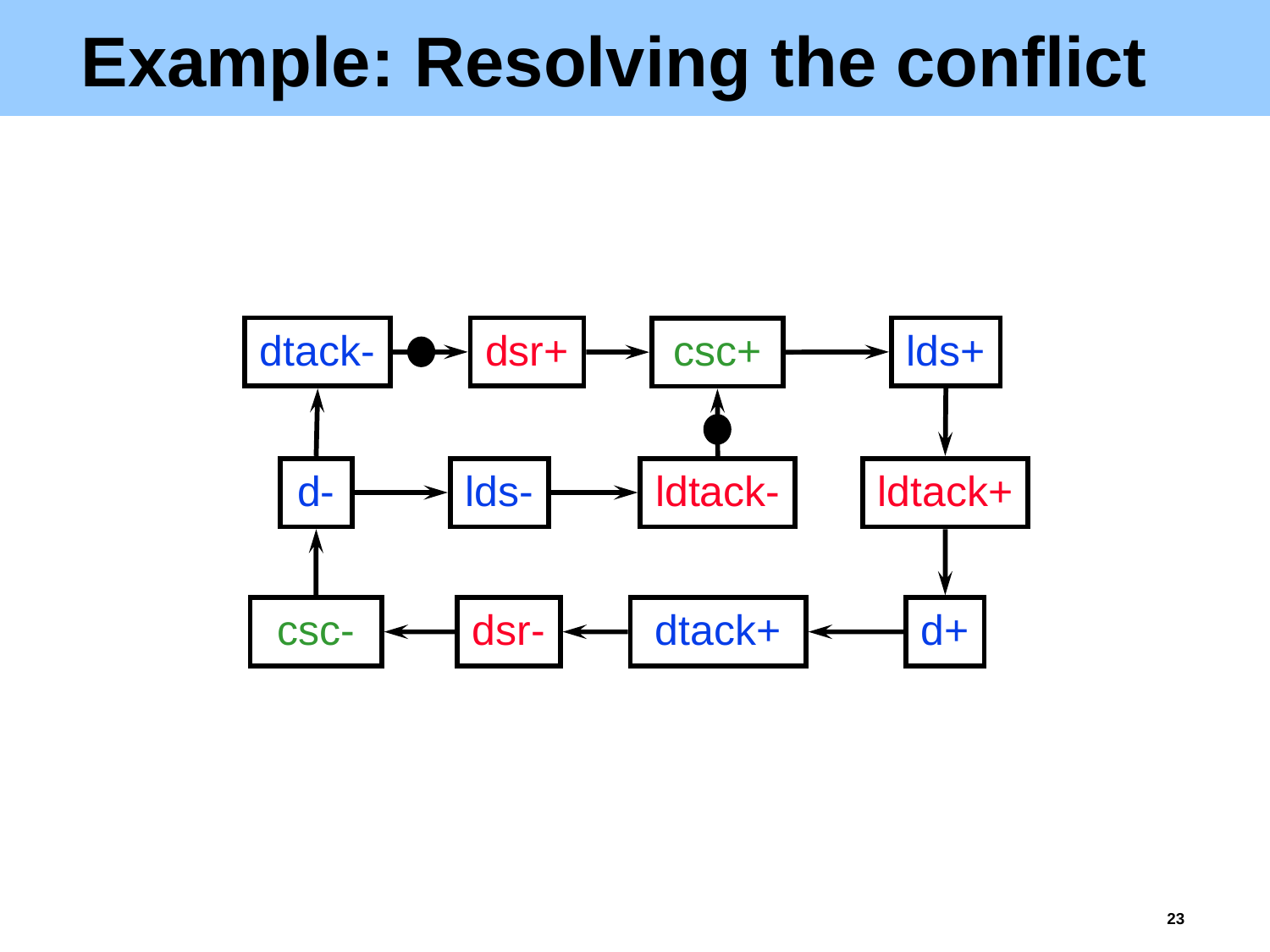# Example: Resolving the conflict

dtack- → dsr+ → csc+ → lds+ → ldtack+ → d+ → dtack+ → dsr- → csc- → d- → dtack-

d- → lds- → ldtack- → csc+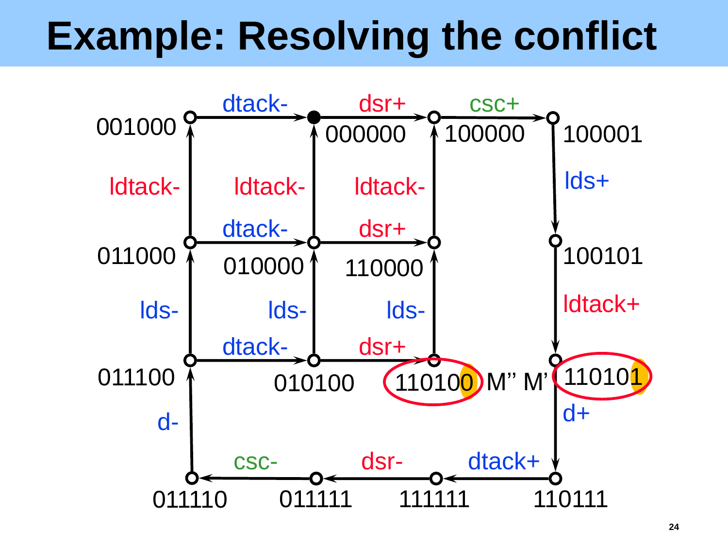# Example: Resolving the conflict

001000 —dtack-→ 000000 —dsr+→ 100000 —csc+→ 100001

100001 —lds+→ 100101 —ldtack+→ 110101 —d+→ 110111

110111 —dtack+→ 111111 —dsr-→ 011111 —csc-→ 011110 —d-→ 011100

011100 —lds-→ 011000 —ldtack-→ 001000

011100 —dtack-→ 010100 —dsr+→ 110100

011000 —dtack-→ 010000 —dsr+→ 110000

010100 —lds-→ 010000 —ldtack-→ 000000

110100 —lds-→ 110000 —ldtack-→ 100000

110100 (M'') and 110101 (M')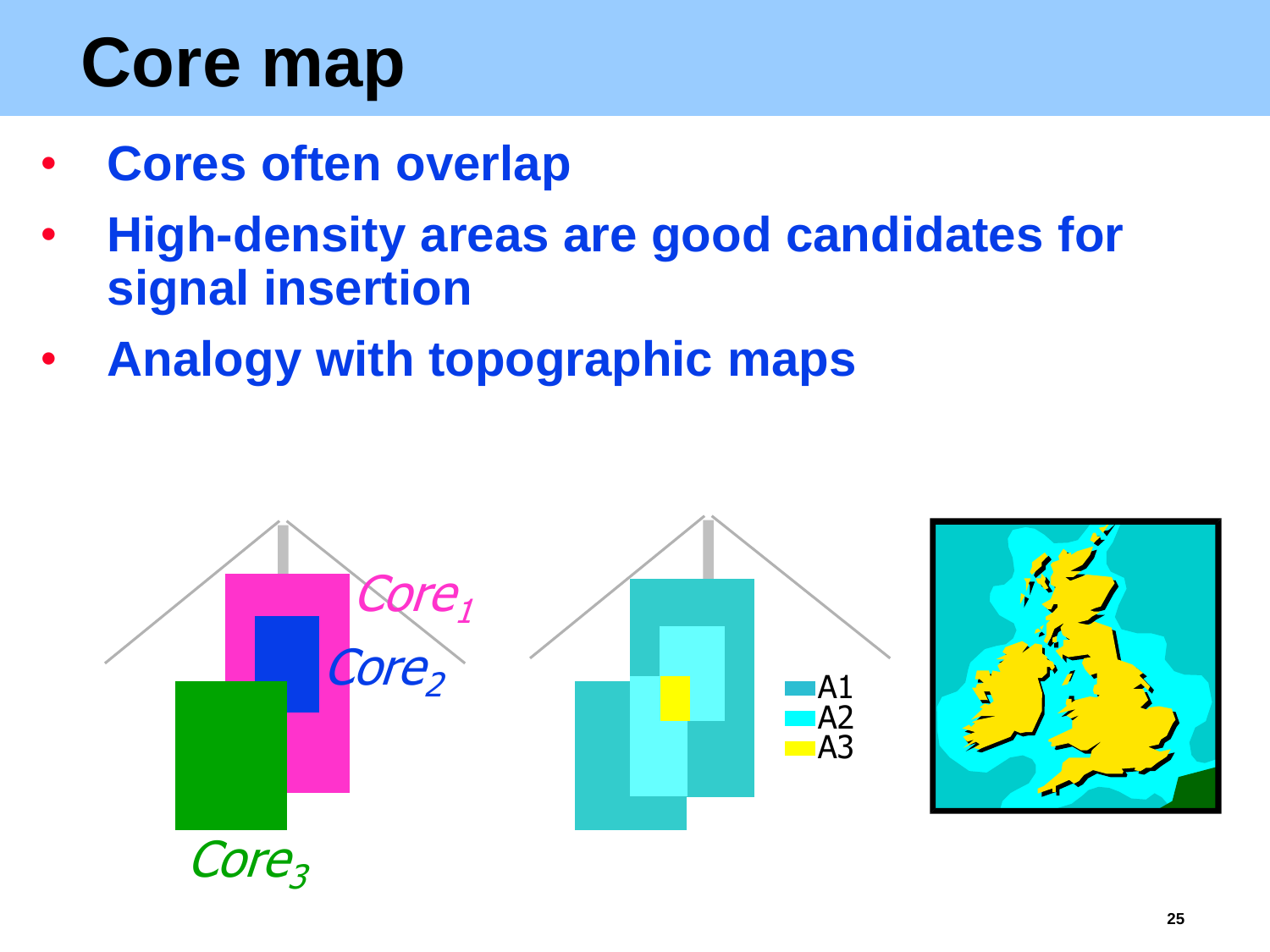# Core map

- **Cores often overlap**
- **High-density areas are good candidates for signal insertion**
- **Analogy with topographic maps**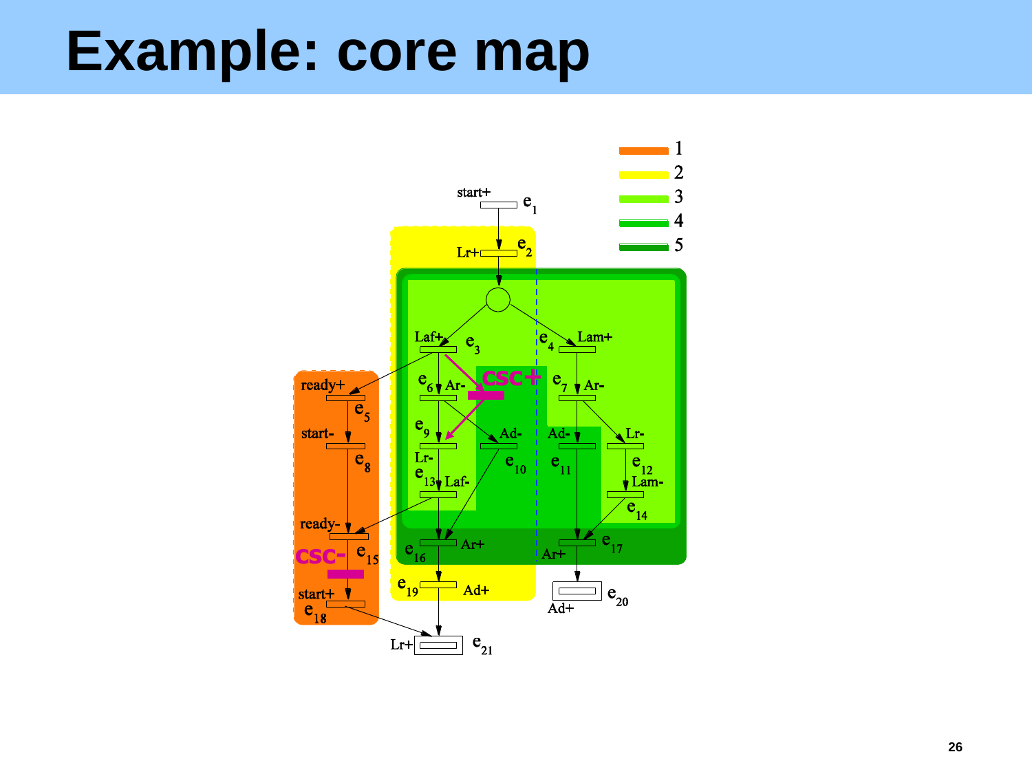# Example: core map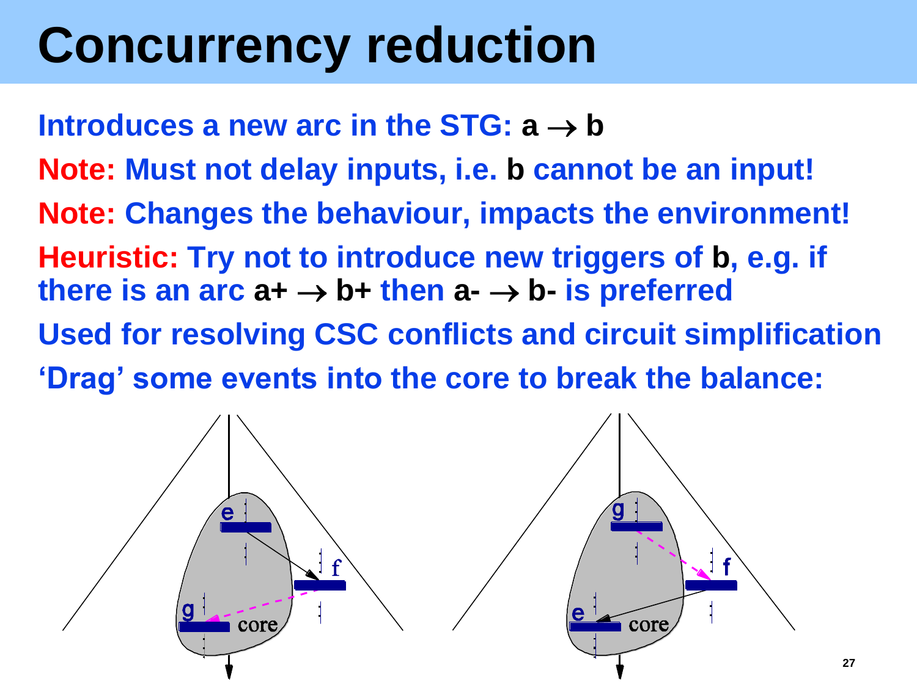# Concurrency reduction

Introduces a new arc in the STG: **a → b**

**Note:** Must not delay inputs, i.e. **b** cannot be an input!

**Note:** Changes the behaviour, impacts the environment!

**Heuristic:** Try not to introduce new triggers of **b**, e.g. if there is an arc **a+ → b+** then **a- → b-** is preferred

Used for resolving CSC conflicts and circuit simplification

'Drag' some events into the core to break the balance: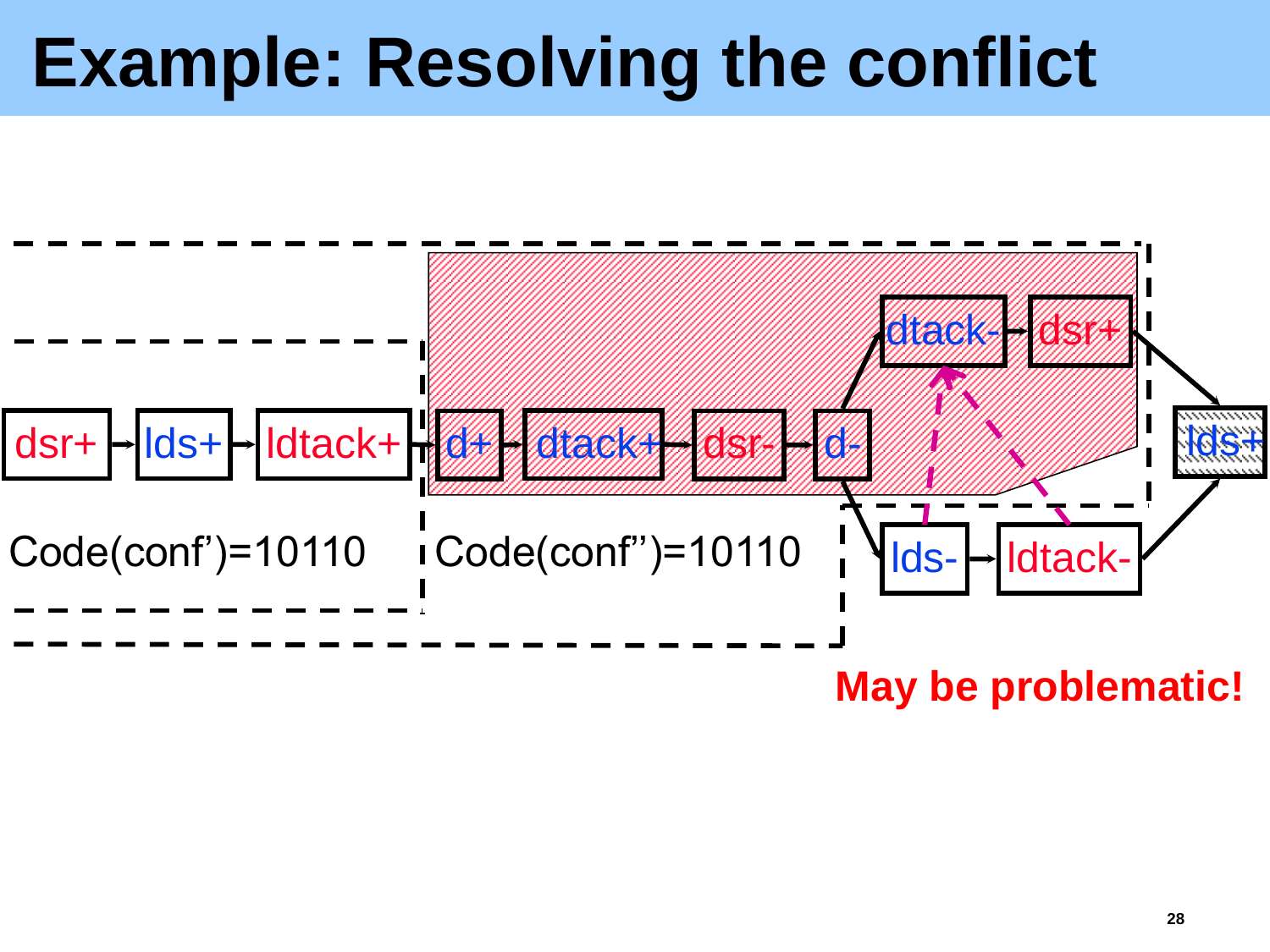# Example: Resolving the conflict

dsr+ → lds+ → ldtack+ → d+ → dtack+ → dsr- → d-

d- → dtack- → dsr+ → lds+

d- → lds- → ldtack- → lds+

Code(conf’)=10110

Code(conf’’)=10110

**May be problematic!**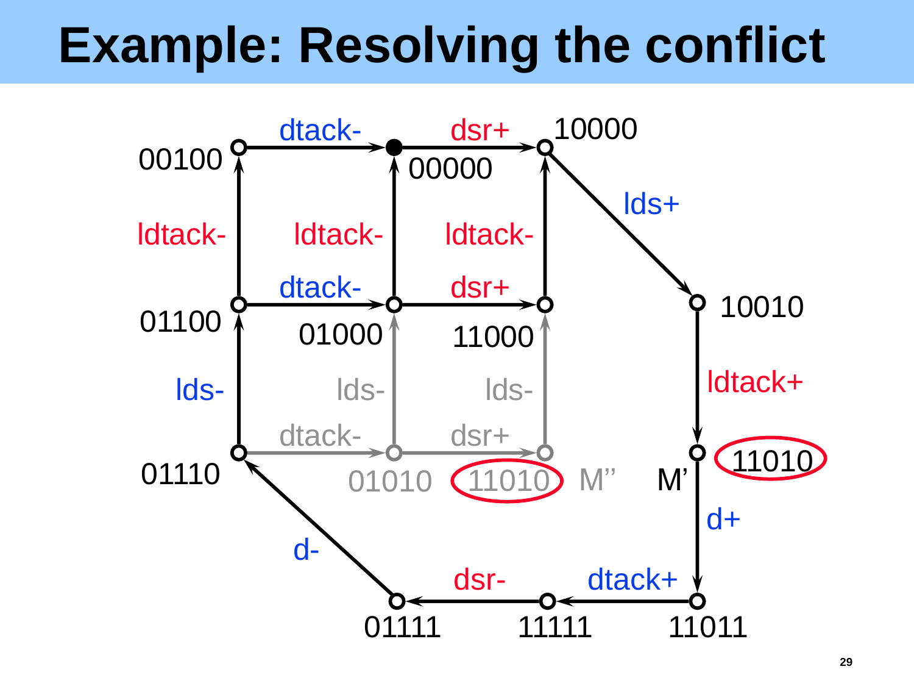# Example: Resolving the conflict

00100 —dtack-→ 00000 —dsr+→ 10000

10000 —lds+→ 10010 —ldtack+→ 11010 (M') —d+→ 11011 —dtack+→ 11111 —dsr-→ 01111 —d-→ 01110

01110 —lds-→ 01100 —ldtack-→ 00100

01100 —dtack-→ 01000 —dsr+→ 11000

01000 —ldtack-→ 00000

11000 —ldtack-→ 10000

01110 —dtack-→ 01010 —dsr+→ 11010 (M'')

01010 —lds-→ 01000

11010 —lds-→ 11000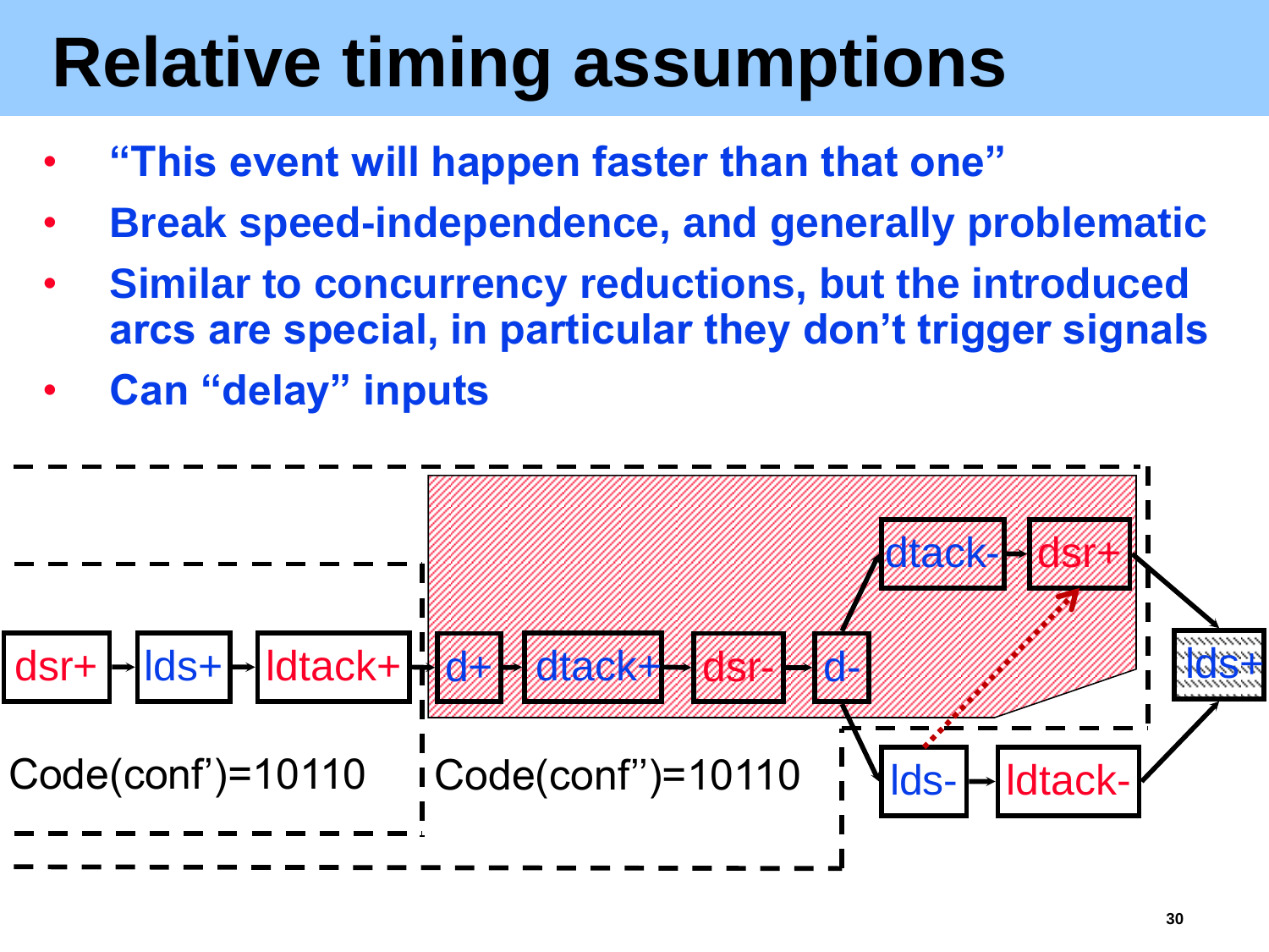# Relative timing assumptions

- **"This event will happen faster than that one"**
- **Break speed-independence, and generally problematic**
- **Similar to concurrency reductions, but the introduced arcs are special, in particular they don't trigger signals**
- **Can "delay" inputs**

dsr+ → lds+ → ldtack+ → d+ → dtack+ → dsr- → d- → dtack- → dsr+ → lds+

d- → lds- → ldtack- → lds+

Code(conf')=10110

Code(conf'')=10110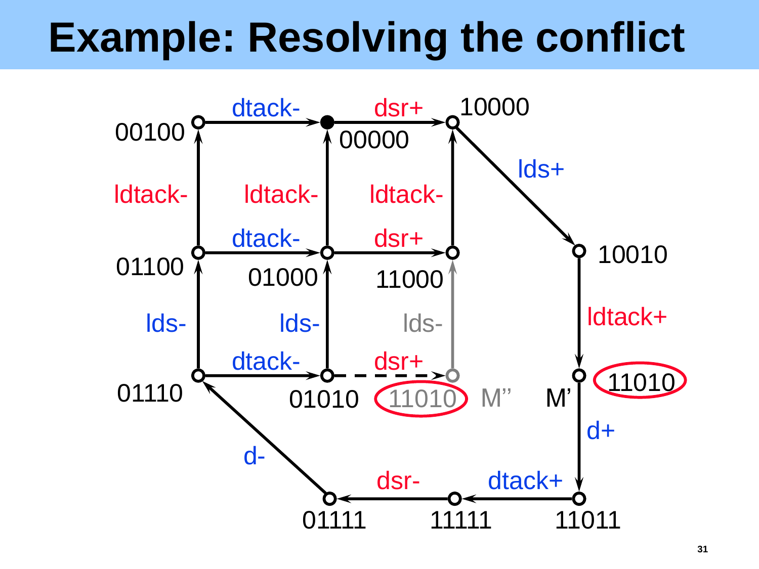# Example: Resolving the conflict

00100 —dtack-→ 00000 —dsr+→ 10000

10000 —lds+→ 10010 —ldtack+→ 11010 (M') —d+→ 11011 —dtack+→ 11111 —dsr-→ 01111 —d-→ 01110

01110 —lds-→ 01100 —ldtack-→ 00100

01110 —dtack-→ 01010 —dsr+→ 11010 (M'')

01100 —dtack-→ 01000 —dsr+→ 11000

01010 —lds-→ 01000 —ldtack-→ 00000

11010 (M'') —lds-→ 11000 —ldtack-→ 10000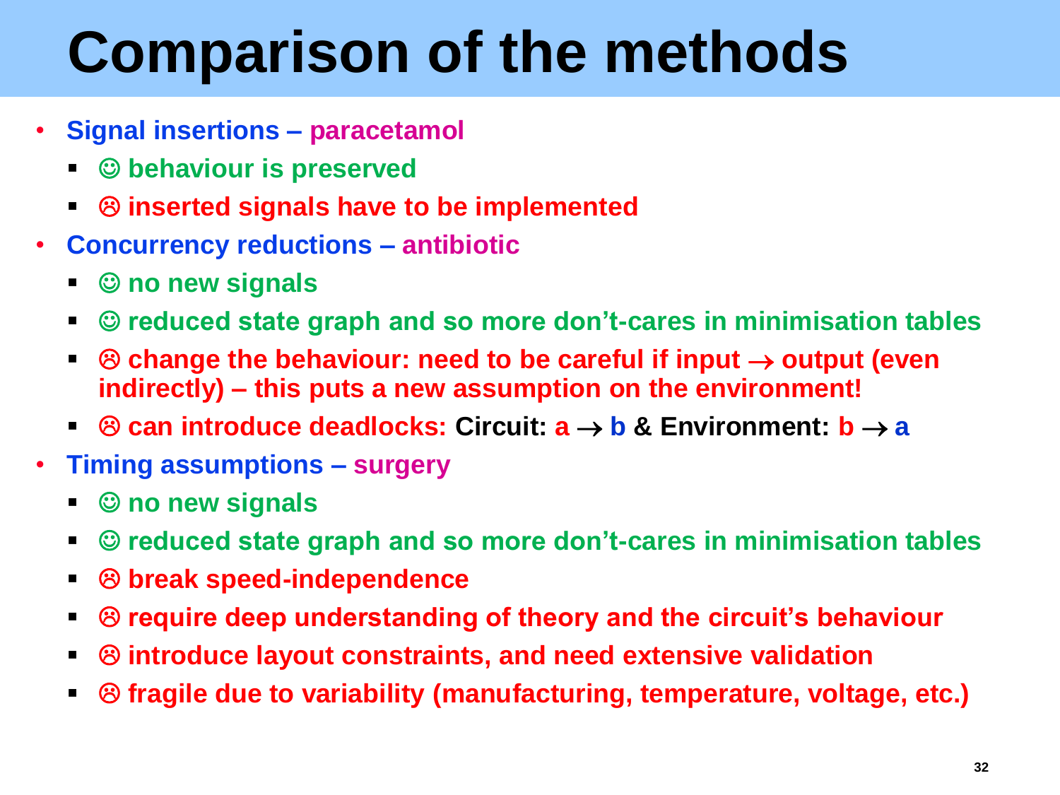# Comparison of the methods

- **Signal insertions – paracetamol**
  - **☺ behaviour is preserved**
  - **☹ inserted signals have to be implemented**
- **Concurrency reductions – antibiotic**
  - **☺ no new signals**
  - **☺ reduced state graph and so more don't-cares in minimisation tables**
  - **☹ change the behaviour: need to be careful if input → output (even indirectly) – this puts a new assumption on the environment!**
  - **☹ can introduce deadlocks: Circuit: a → b & Environment: b → a**
- **Timing assumptions – surgery**
  - **☺ no new signals**
  - **☺ reduced state graph and so more don't-cares in minimisation tables**
  - **☹ break speed-independence**
  - **☹ require deep understanding of theory and the circuit's behaviour**
  - **☹ introduce layout constraints, and need extensive validation**
  - **☹ fragile due to variability (manufacturing, temperature, voltage, etc.)**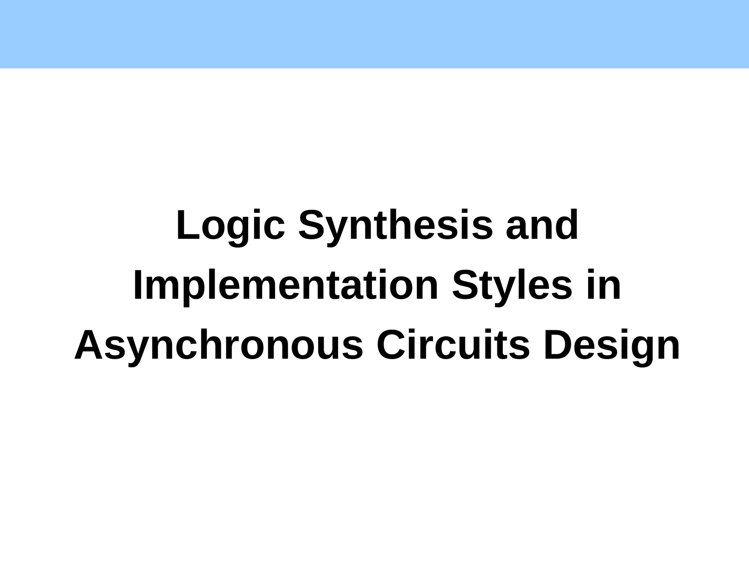# Logic Synthesis and Implementation Styles in Asynchronous Circuits Design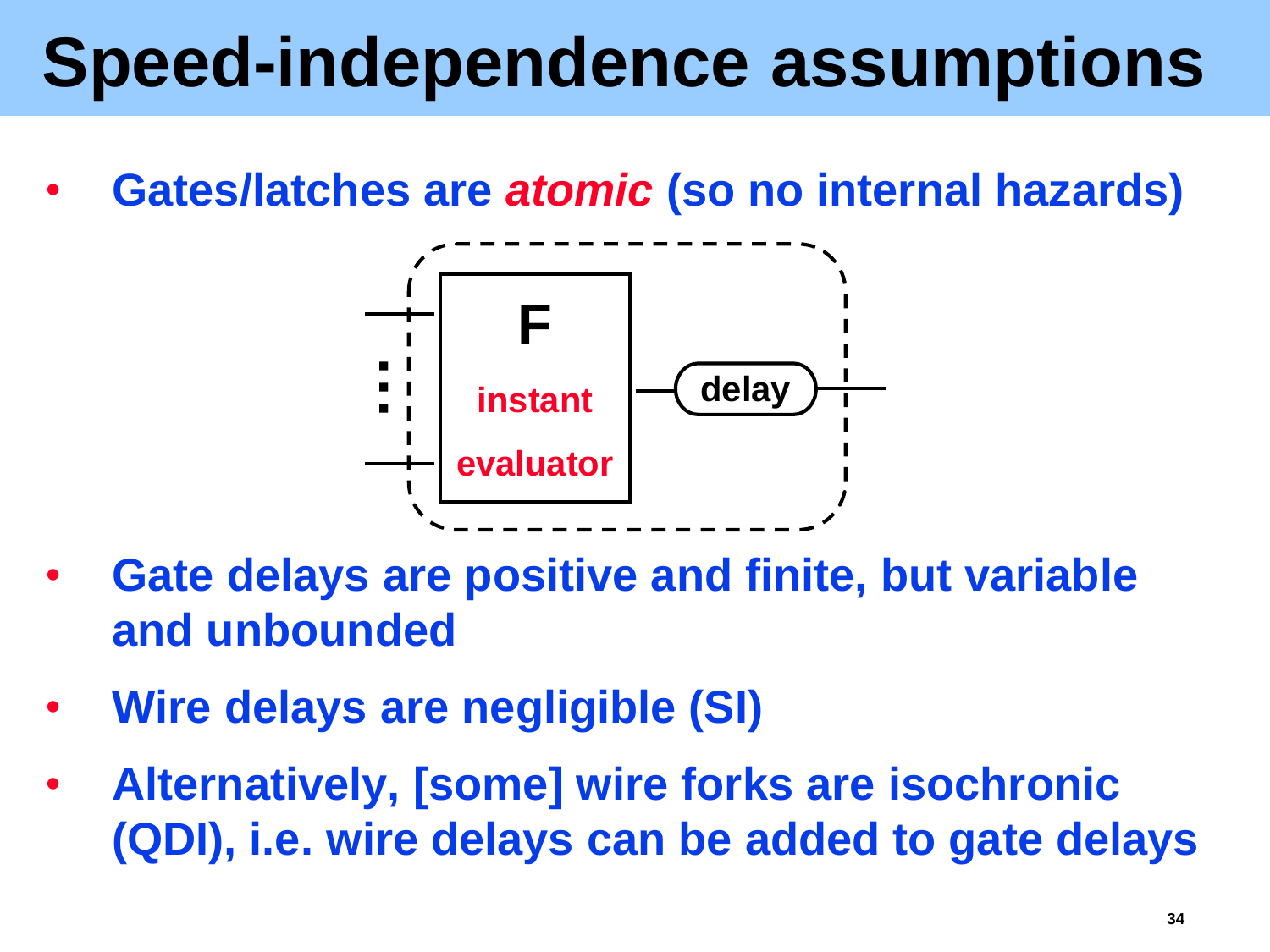# Speed-independence assumptions

- Gates/latches are ***atomic*** (so no internal hazards)

F

instant

evaluator

delay

- Gate delays are positive and finite, but variable and unbounded
- Wire delays are negligible (SI)
- Alternatively, [some] wire forks are isochronic (QDI), i.e. wire delays can be added to gate delays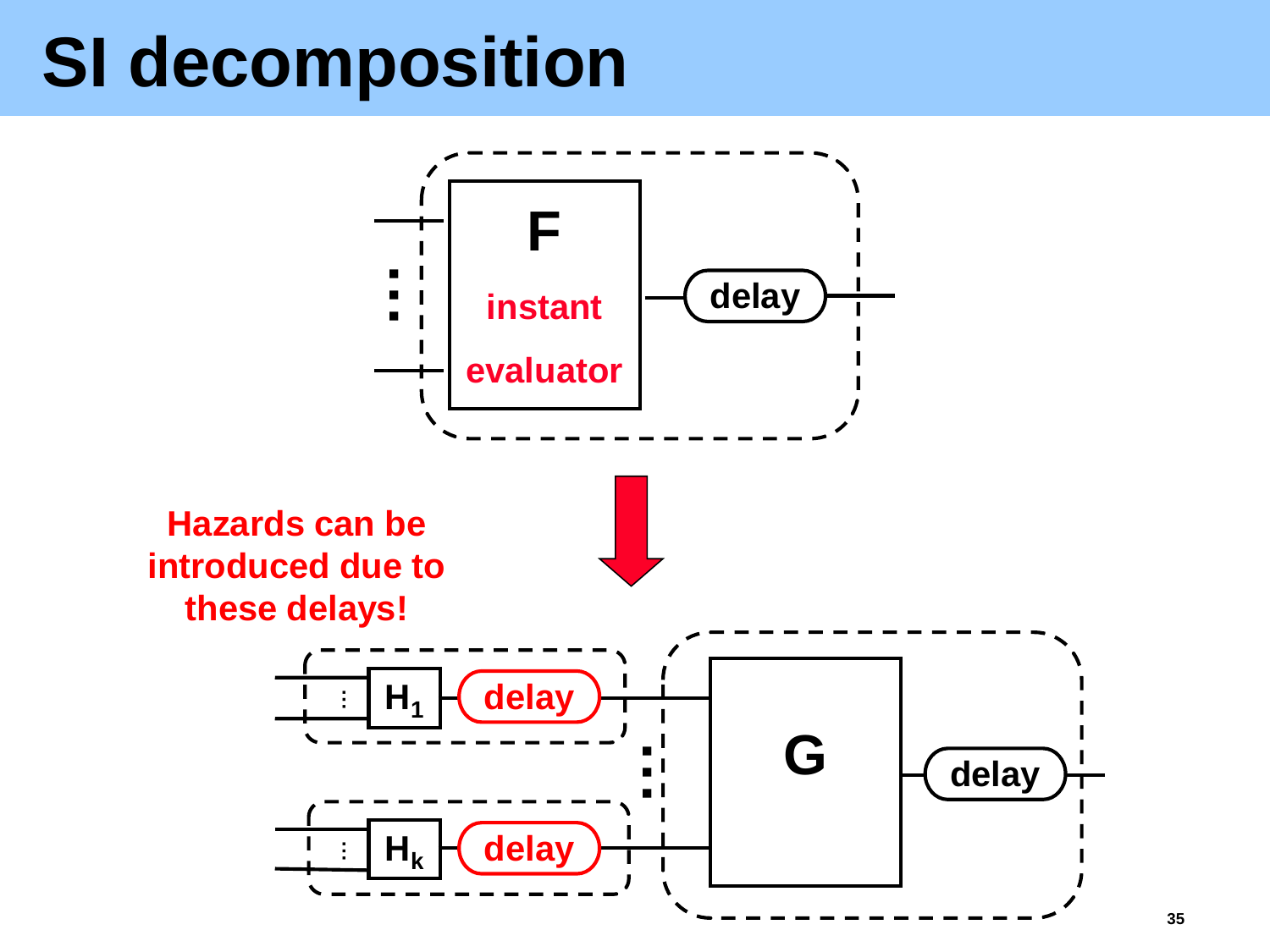# SI decomposition

F

instant

evaluator

delay

Hazards can be introduced due to these delays!

$H_1$ delay

$H_k$ delay

G

delay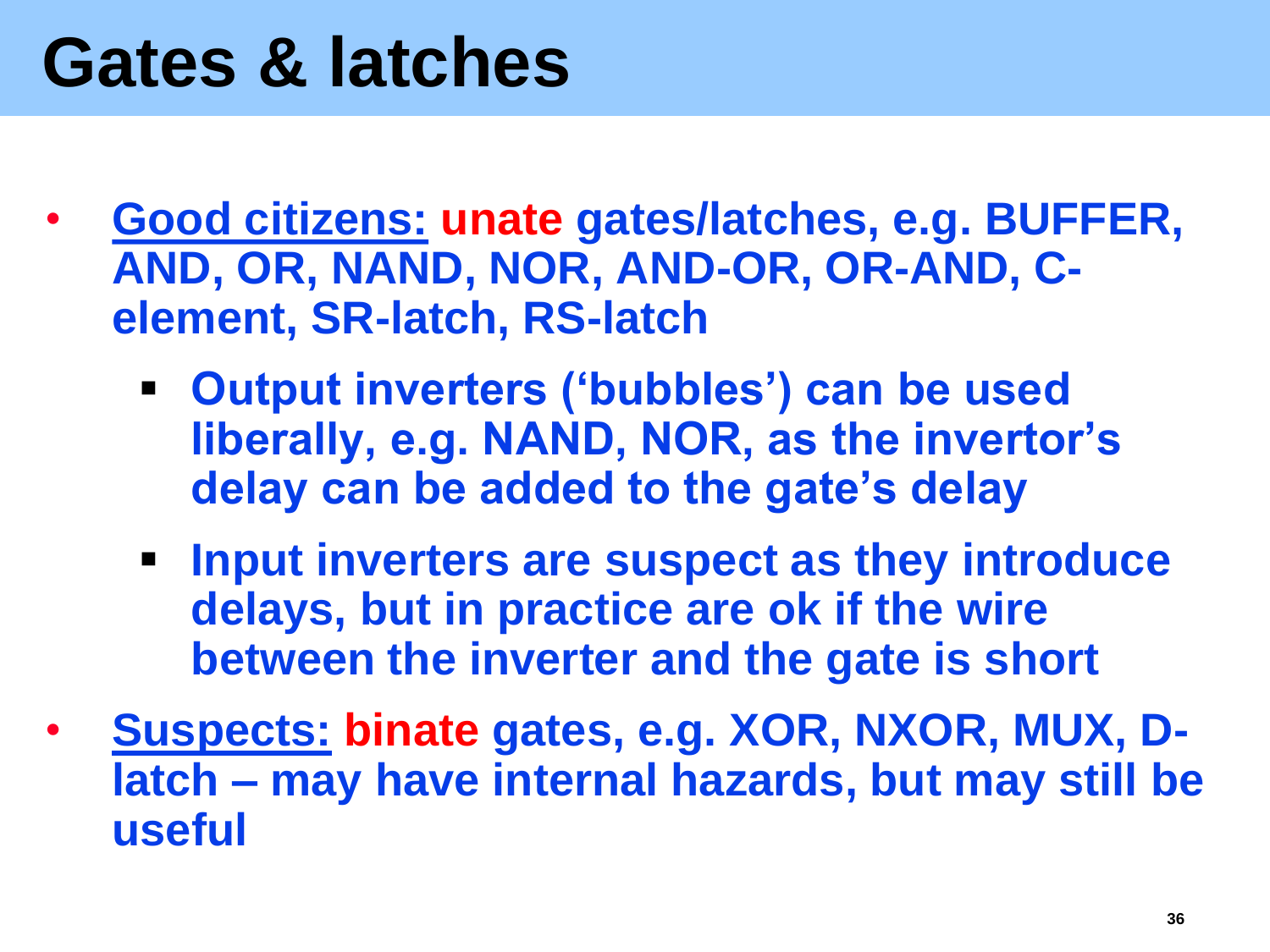# Gates & latches

- **<u>Good citizens:</u> unate gates/latches, e.g. BUFFER, AND, OR, NAND, NOR, AND-OR, OR-AND, C-element, SR-latch, RS-latch**
  - **Output inverters ('bubbles') can be used liberally, e.g. NAND, NOR, as the invertor's delay can be added to the gate's delay**
  - **Input inverters are suspect as they introduce delays, but in practice are ok if the wire between the inverter and the gate is short**
- **<u>Suspects:</u> binate gates, e.g. XOR, NXOR, MUX, D-latch – may have internal hazards, but may still be useful**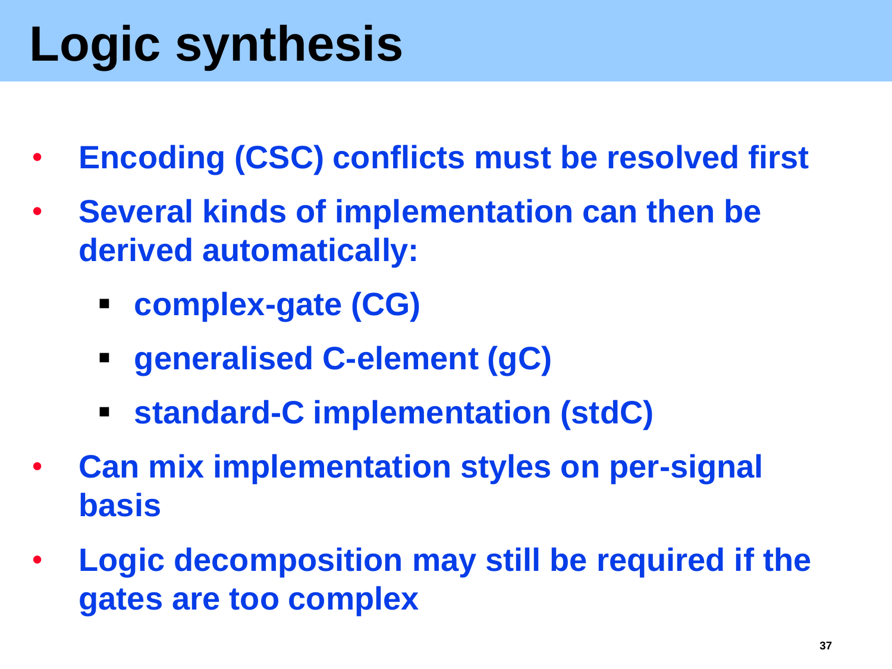# Logic synthesis

- Encoding (CSC) conflicts must be resolved first
- Several kinds of implementation can then be derived automatically:
  - complex-gate (CG)
  - generalised C-element (gC)
  - standard-C implementation (stdC)
- Can mix implementation styles on per-signal basis
- Logic decomposition may still be required if the gates are too complex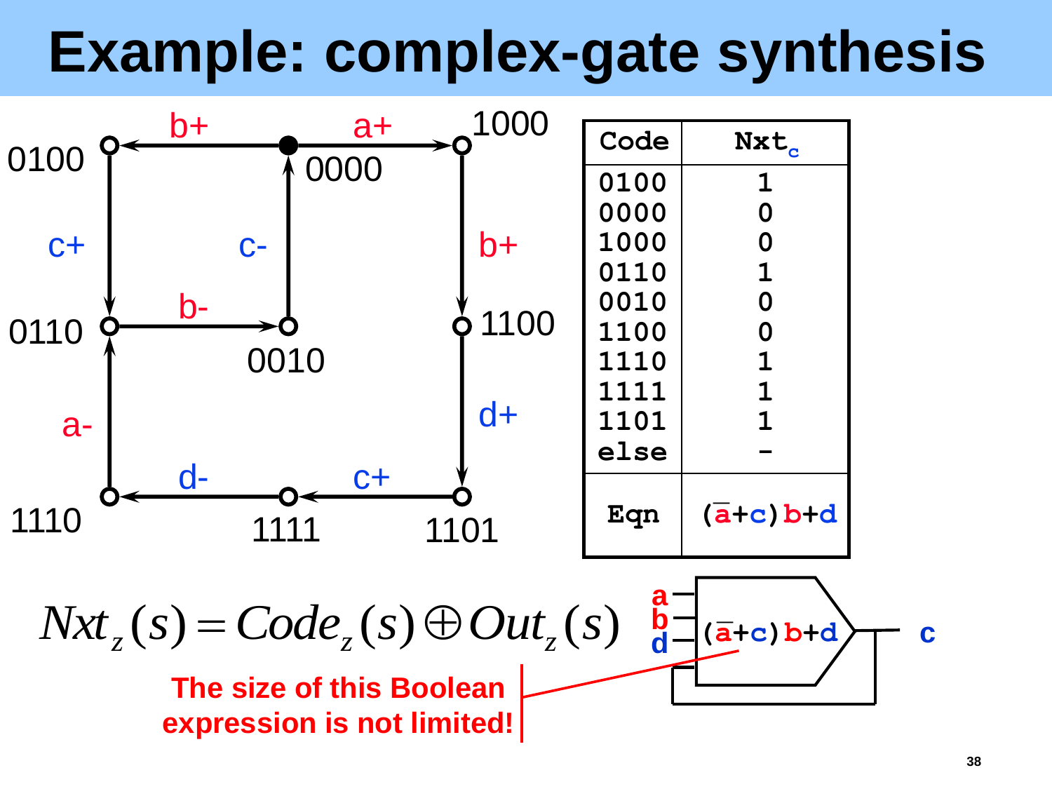# Example: complex-gate synthesis

| Code | $Nxt_c$ |
|---|---|
| 0100 | 1 |
| 0000 | 0 |
| 1000 | 0 |
| 0110 | 1 |
| 0010 | 0 |
| 1100 | 0 |
| 1110 | 1 |
| 1111 | 1 |
| 1101 | 1 |
| else | - |
| Eqn | $(\overline{a}+c)b+d$ |

$$Nxt_z(s) = Code_z(s) \oplus Out_z(s)$$

**The size of this Boolean expression is not limited!**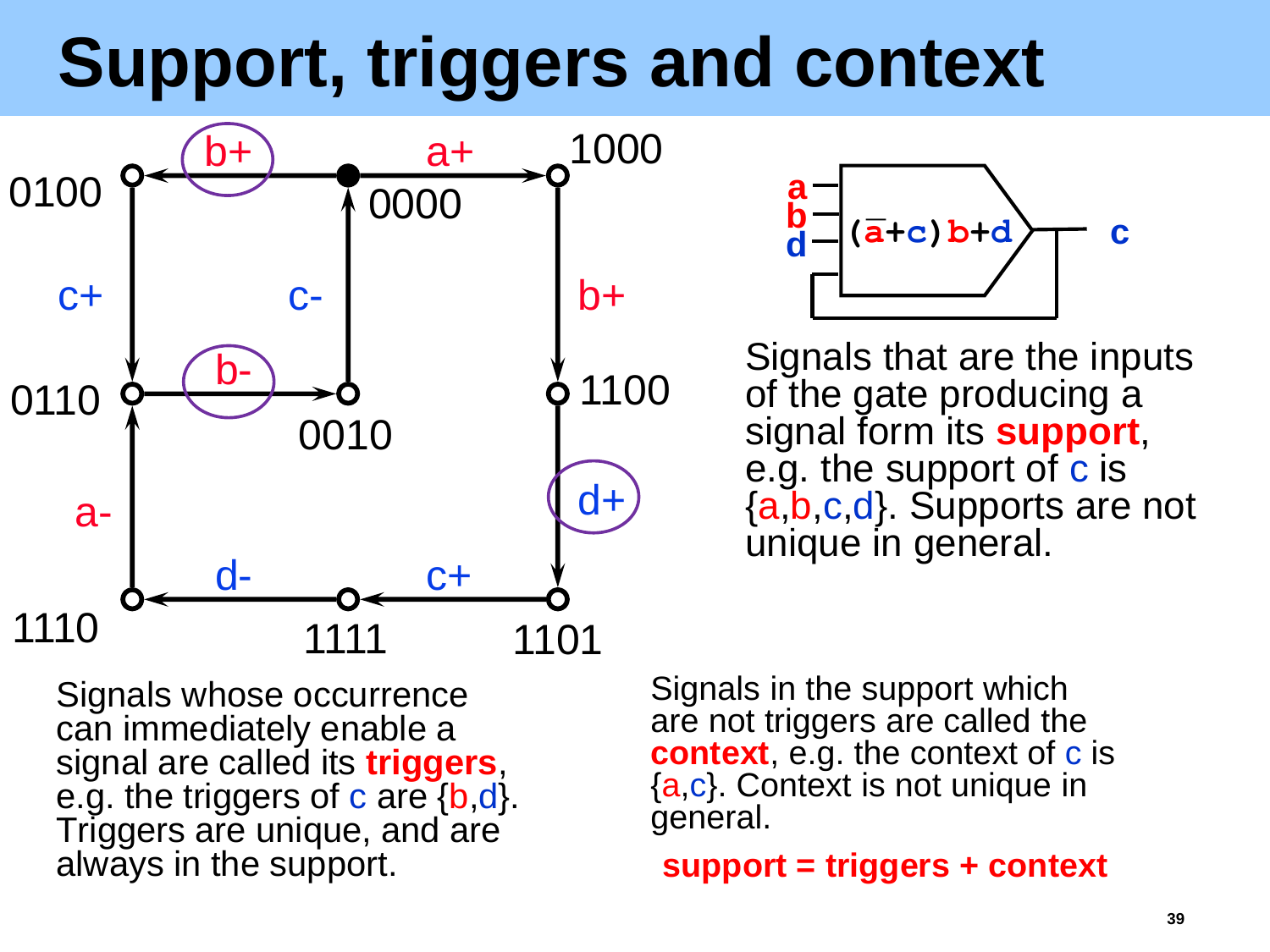# Support, triggers and context

Signals that are the inputs of the gate producing a signal form its **support**, e.g. the support of c is {a,b,c,d}. Supports are not unique in general.

Signals whose occurrence can immediately enable a signal are called its **triggers**, e.g. the triggers of c are {b,d}. Triggers are unique, and are always in the support.

Signals in the support which are not triggers are called the **context**, e.g. the context of c is {a,c}. Context is not unique in general.

**support = triggers + context**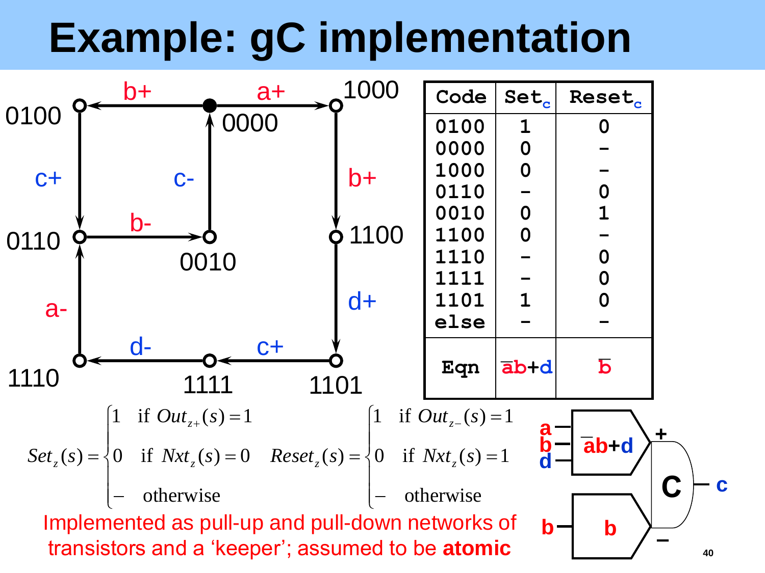# Example: gC implementation

| Code | $Set_c$ | $Reset_c$ |
|---|---|---|
| 0100 | 1 | 0 |
| 0000 | 0 | – |
| 1000 | 0 | – |
| 0110 | – | 0 |
| 0010 | 0 | 1 |
| 1100 | 0 | – |
| 1110 | – | 0 |
| 1111 | – | 0 |
| 1101 | 1 | 0 |
| else | – | – |
| Eqn | $\bar{a}b+d$ | $\bar{b}$ |

$$Set_z(s) = \begin{cases} 1 & \text{if } Out_{z+}(s) = 1 \\ 0 & \text{if } Nxt_z(s) = 0 \\ - & \text{otherwise} \end{cases} \qquad Reset_z(s) = \begin{cases} 1 & \text{if } Out_{z-}(s) = 1 \\ 0 & \text{if } Nxt_z(s) = 1 \\ - & \text{otherwise} \end{cases}$$

Implemented as pull-up and pull-down networks of transistors and a 'keeper'; assumed to be **atomic**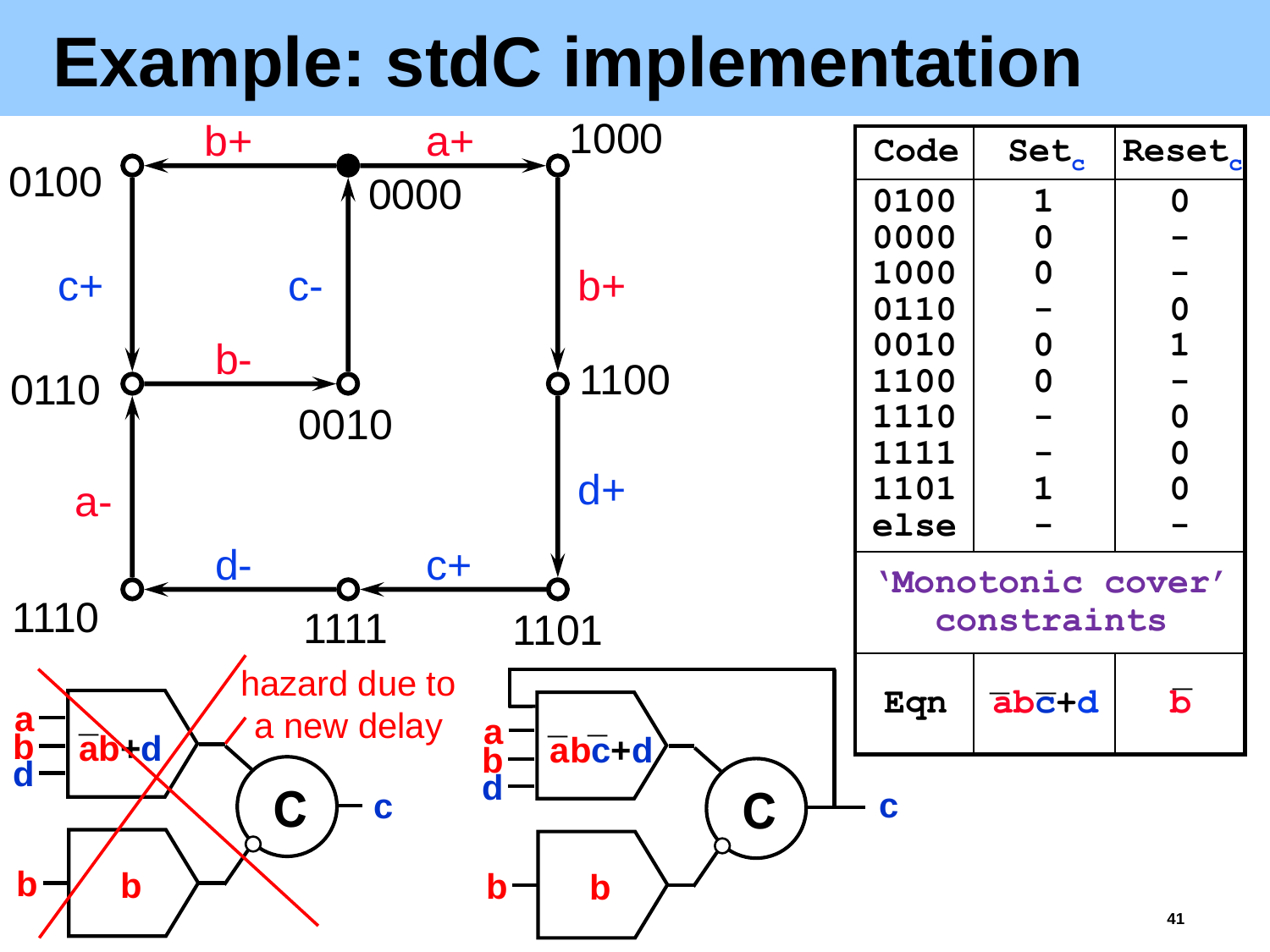# Example: stdC implementation

| Code | $Set_c$ | $Reset_c$ |
|---|---|---|
| 0100 | 1 | 0 |
| 0000 | 0 | - |
| 1000 | 0 | - |
| 0110 | - | 0 |
| 0010 | 0 | 1 |
| 1100 | 0 | - |
| 1110 | - | 0 |
| 1111 | - | 0 |
| 1101 | 1 | 0 |
| else | - | - |
| 'Monotonic cover' constraints | | |
| Eqn | $\bar{a}b\bar{c}+d$ | $\bar{b}$ |

States: 0100, 0000, 1000, 0110, 0010, 1100, 1110, 1111, 1101

Transitions: 0000 —b+→ 0100; 0000 —a+→ 1000; 0100 —c+→ 0110; 0110 —b-→ 0010; 0010 —c-→ 0000; 1000 —b+→ 1100; 1100 —d+→ 1101; 1101 —c+→ 1111; 1111 —d-→ 1110; 1110 —a-→ 0110

Left circuit (crossed out): inputs a, b, d → $\bar{a}b+d$; input b → $b$; C-element output c. hazard due to a new delay

Right circuit: inputs a, b, d (and feedback c) → $\bar{a}b\bar{c}+d$; input b → $b$; C-element output c.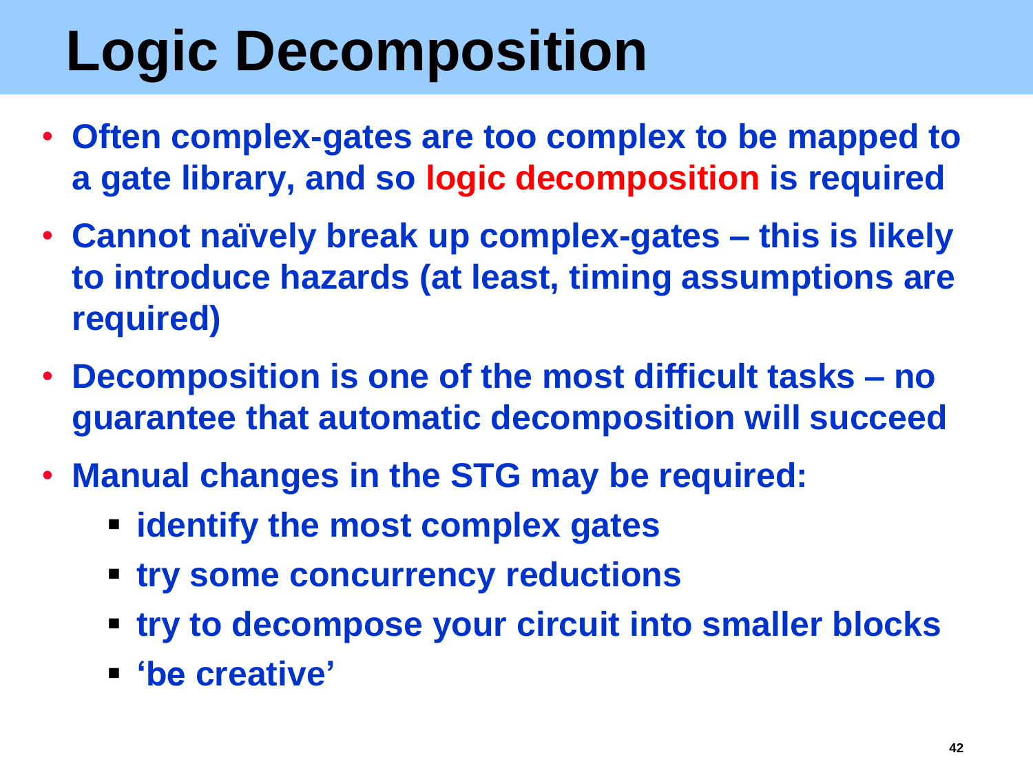# Logic Decomposition

- Often complex-gates are too complex to be mapped to a gate library, and so **logic decomposition** is required
- Cannot naïvely break up complex-gates – this is likely to introduce hazards (at least, timing assumptions are required)
- Decomposition is one of the most difficult tasks – no guarantee that automatic decomposition will succeed
- Manual changes in the STG may be required:
  - identify the most complex gates
  - try some concurrency reductions
  - try to decompose your circuit into smaller blocks
  - 'be creative'